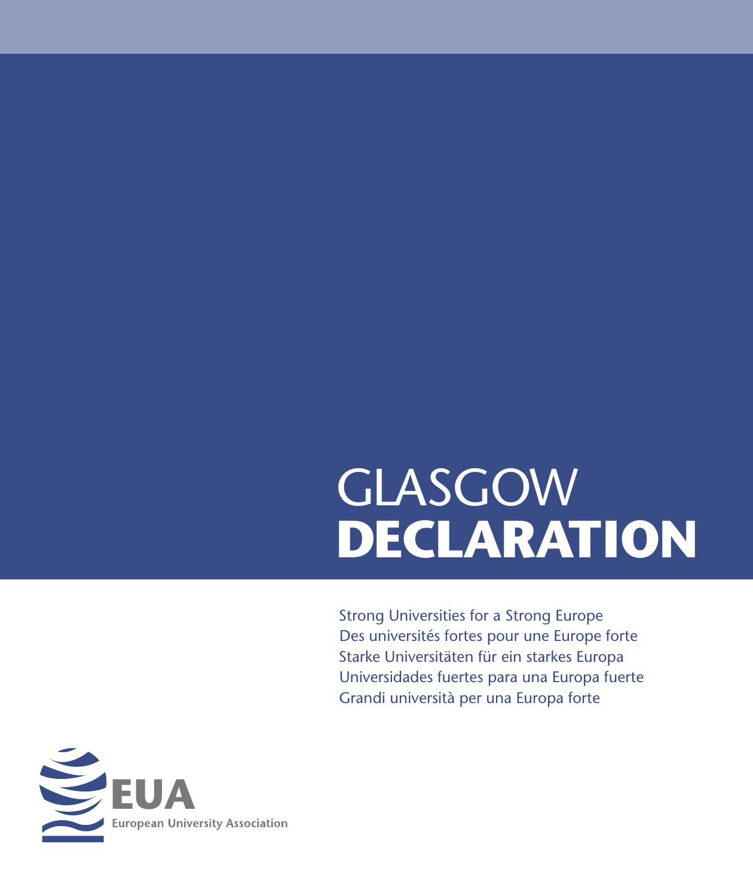# GLASGOW DECLARATION

Strong Universities for a Strong Europe
Des universités fortes pour une Europe forte
Starke Universitäten für ein starkes Europa
Universidades fuertes para una Europa fuerte
Grandi università per una Europa forte

EUA
European University Association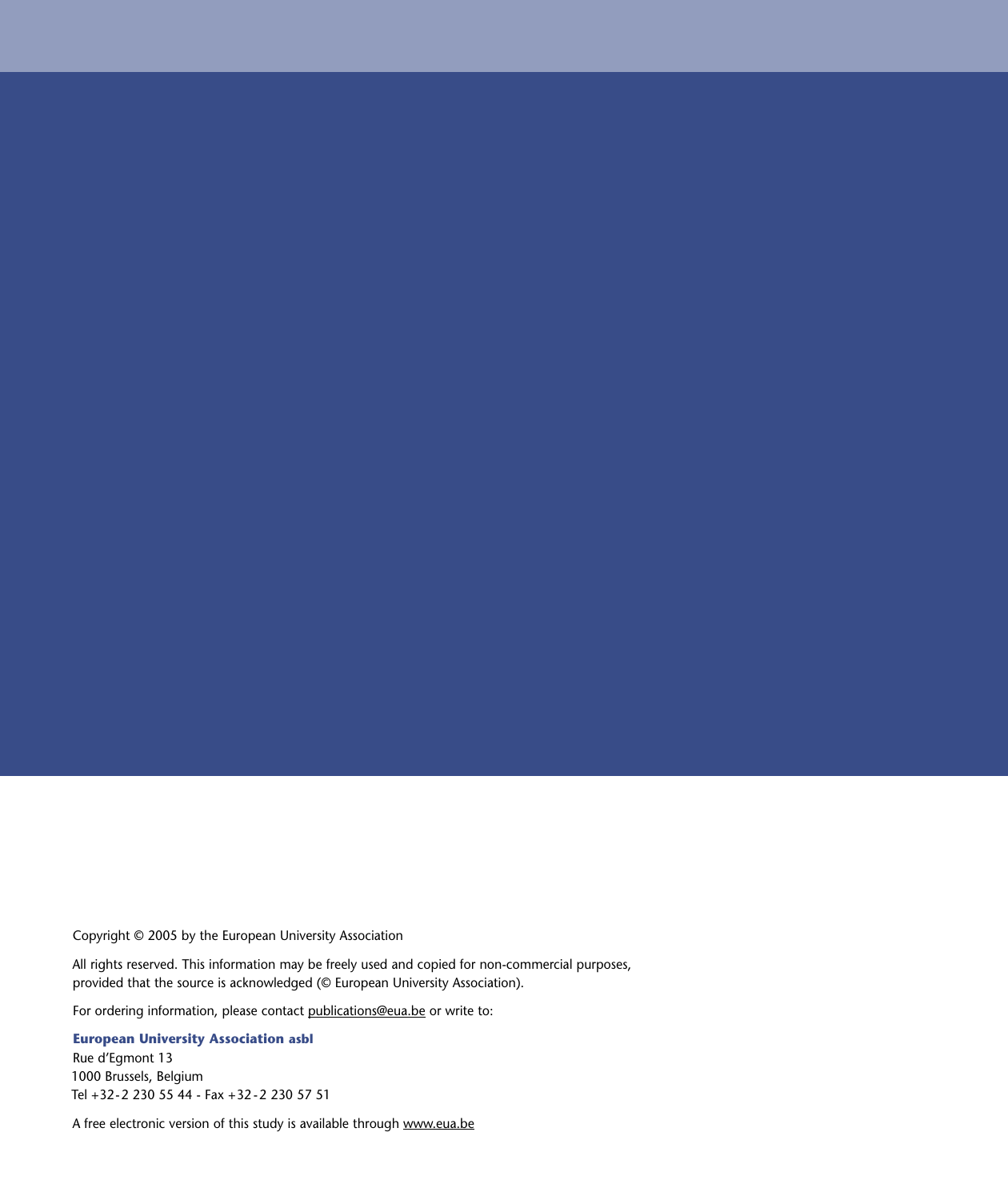Copyright © 2005 by the European University Association

All rights reserved. This information may be freely used and copied for non-commercial purposes, provided that the source is acknowledged (© European University Association).

For ordering information, please contact publications@eua.be or write to:

**European University Association asbl**
Rue d'Egmont 13
1000 Brussels, Belgium
Tel +32-2 230 55 44 - Fax +32-2 230 57 51

A free electronic version of this study is available through www.eua.be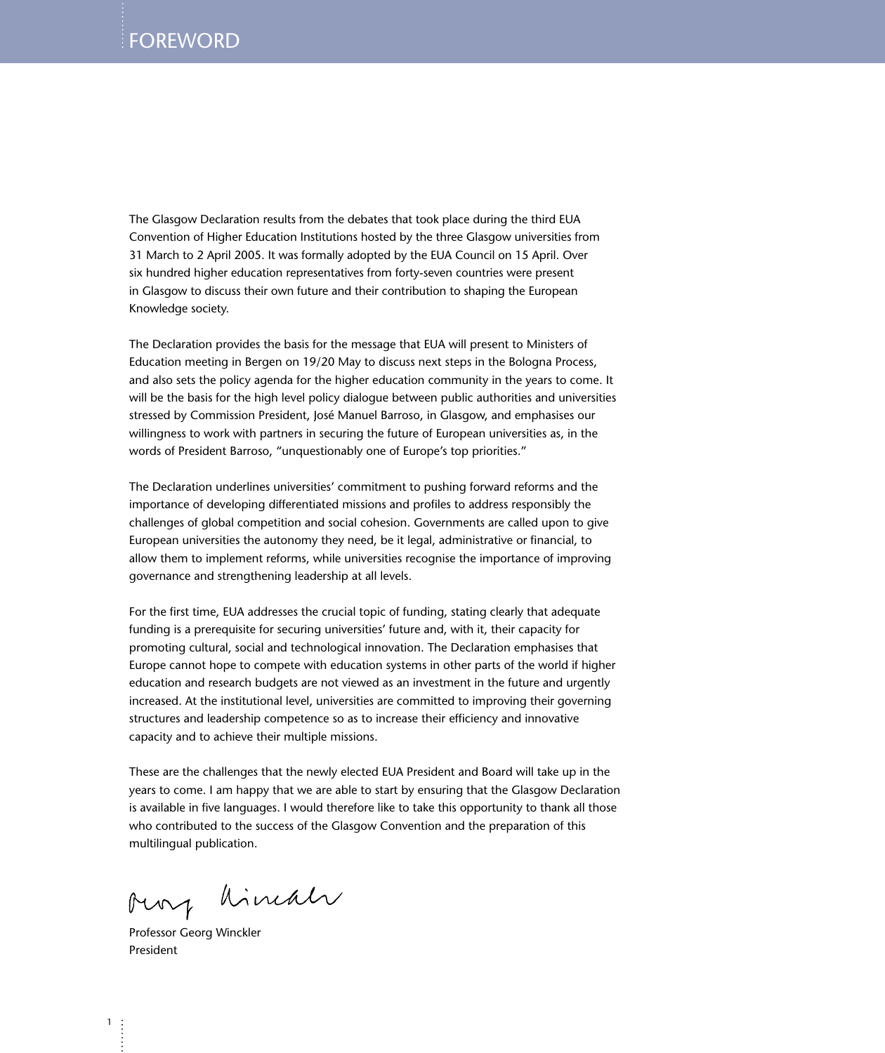# FOREWORD

The Glasgow Declaration results from the debates that took place during the third EUA Convention of Higher Education Institutions hosted by the three Glasgow universities from 31 March to 2 April 2005. It was formally adopted by the EUA Council on 15 April. Over six hundred higher education representatives from forty-seven countries were present in Glasgow to discuss their own future and their contribution to shaping the European Knowledge society.

The Declaration provides the basis for the message that EUA will present to Ministers of Education meeting in Bergen on 19/20 May to discuss next steps in the Bologna Process, and also sets the policy agenda for the higher education community in the years to come. It will be the basis for the high level policy dialogue between public authorities and universities stressed by Commission President, José Manuel Barroso, in Glasgow, and emphasises our willingness to work with partners in securing the future of European universities as, in the words of President Barroso, "unquestionably one of Europe's top priorities."

The Declaration underlines universities' commitment to pushing forward reforms and the importance of developing differentiated missions and profiles to address responsibly the challenges of global competition and social cohesion. Governments are called upon to give European universities the autonomy they need, be it legal, administrative or financial, to allow them to implement reforms, while universities recognise the importance of improving governance and strengthening leadership at all levels.

For the first time, EUA addresses the crucial topic of funding, stating clearly that adequate funding is a prerequisite for securing universities' future and, with it, their capacity for promoting cultural, social and technological innovation. The Declaration emphasises that Europe cannot hope to compete with education systems in other parts of the world if higher education and research budgets are not viewed as an investment in the future and urgently increased. At the institutional level, universities are committed to improving their governing structures and leadership competence so as to increase their efficiency and innovative capacity and to achieve their multiple missions.

These are the challenges that the newly elected EUA President and Board will take up in the years to come. I am happy that we are able to start by ensuring that the Glasgow Declaration is available in five languages. I would therefore like to take this opportunity to thank all those who contributed to the success of the Glasgow Convention and the preparation of this multilingual publication.

Professor Georg Winckler
President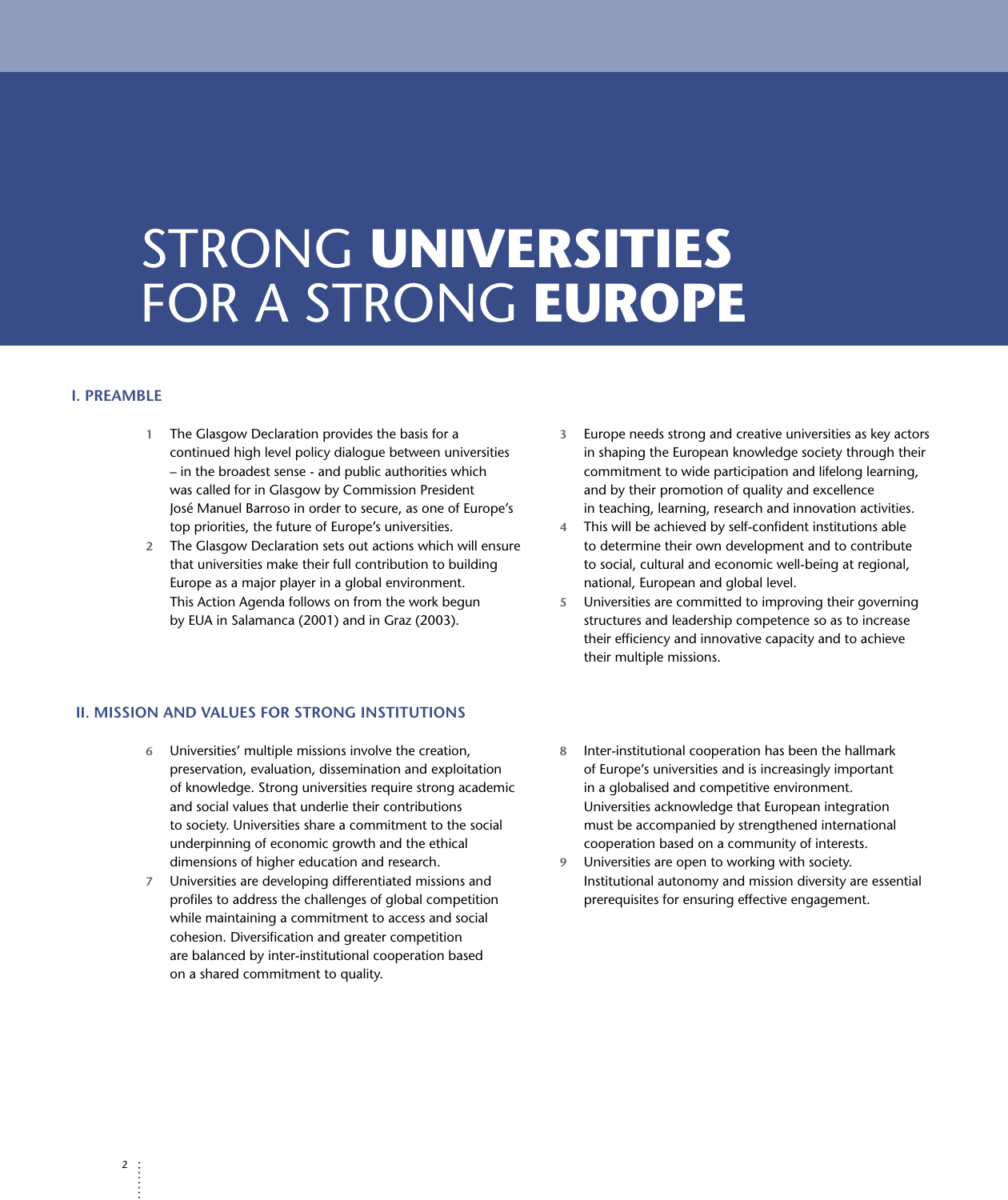# STRONG **UNIVERSITIES** FOR A STRONG **EUROPE**

## I. PREAMBLE

1. The Glasgow Declaration provides the basis for a continued high level policy dialogue between universities – in the broadest sense - and public authorities which was called for in Glasgow by Commission President José Manuel Barroso in order to secure, as one of Europe's top priorities, the future of Europe's universities.
2. The Glasgow Declaration sets out actions which will ensure that universities make their full contribution to building Europe as a major player in a global environment. This Action Agenda follows on from the work begun by EUA in Salamanca (2001) and in Graz (2003).
3. Europe needs strong and creative universities as key actors in shaping the European knowledge society through their commitment to wide participation and lifelong learning, and by their promotion of quality and excellence in teaching, learning, research and innovation activities.
4. This will be achieved by self-confident institutions able to determine their own development and to contribute to social, cultural and economic well-being at regional, national, European and global level.
5. Universities are committed to improving their governing structures and leadership competence so as to increase their efficiency and innovative capacity and to achieve their multiple missions.

## II. MISSION AND VALUES FOR STRONG INSTITUTIONS

6. Universities' multiple missions involve the creation, preservation, evaluation, dissemination and exploitation of knowledge. Strong universities require strong academic and social values that underlie their contributions to society. Universities share a commitment to the social underpinning of economic growth and the ethical dimensions of higher education and research.
7. Universities are developing differentiated missions and profiles to address the challenges of global competition while maintaining a commitment to access and social cohesion. Diversification and greater competition are balanced by inter-institutional cooperation based on a shared commitment to quality.
8. Inter-institutional cooperation has been the hallmark of Europe's universities and is increasingly important in a globalised and competitive environment. Universities acknowledge that European integration must be accompanied by strengthened international cooperation based on a community of interests.
9. Universities are open to working with society. Institutional autonomy and mission diversity are essential prerequisites for ensuring effective engagement.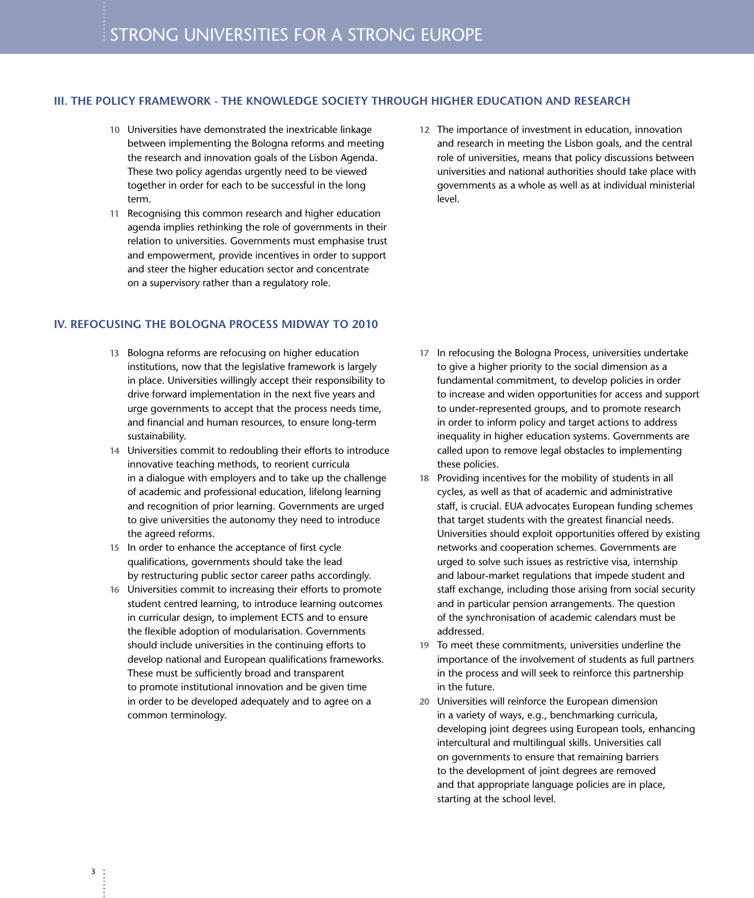## III. THE POLICY FRAMEWORK - THE KNOWLEDGE SOCIETY THROUGH HIGHER EDUCATION AND RESEARCH

**10** Universities have demonstrated the inextricable linkage between implementing the Bologna reforms and meeting the research and innovation goals of the Lisbon Agenda. These two policy agendas urgently need to be viewed together in order for each to be successful in the long term.

**11** Recognising this common research and higher education agenda implies rethinking the role of governments in their relation to universities. Governments must emphasise trust and empowerment, provide incentives in order to support and steer the higher education sector and concentrate on a supervisory rather than a regulatory role.

**12** The importance of investment in education, innovation and research in meeting the Lisbon goals, and the central role of universities, means that policy discussions between universities and national authorities should take place with governments as a whole as well as at individual ministerial level.

## IV. REFOCUSING THE BOLOGNA PROCESS MIDWAY TO 2010

**13** Bologna reforms are refocusing on higher education institutions, now that the legislative framework is largely in place. Universities willingly accept their responsibility to drive forward implementation in the next five years and urge governments to accept that the process needs time, and financial and human resources, to ensure long-term sustainability.

**14** Universities commit to redoubling their efforts to introduce innovative teaching methods, to reorient curricula in a dialogue with employers and to take up the challenge of academic and professional education, lifelong learning and recognition of prior learning. Governments are urged to give universities the autonomy they need to introduce the agreed reforms.

**15** In order to enhance the acceptance of first cycle qualifications, governments should take the lead by restructuring public sector career paths accordingly.

**16** Universities commit to increasing their efforts to promote student centred learning, to introduce learning outcomes in curricular design, to implement ECTS and to ensure the flexible adoption of modularisation. Governments should include universities in the continuing efforts to develop national and European qualifications frameworks. These must be sufficiently broad and transparent to promote institutional innovation and be given time in order to be developed adequately and to agree on a common terminology.

**17** In refocusing the Bologna Process, universities undertake to give a higher priority to the social dimension as a fundamental commitment, to develop policies in order to increase and widen opportunities for access and support to under-represented groups, and to promote research in order to inform policy and target actions to address inequality in higher education systems. Governments are called upon to remove legal obstacles to implementing these policies.

**18** Providing incentives for the mobility of students in all cycles, as well as that of academic and administrative staff, is crucial. EUA advocates European funding schemes that target students with the greatest financial needs. Universities should exploit opportunities offered by existing networks and cooperation schemes. Governments are urged to solve such issues as restrictive visa, internship and labour-market regulations that impede student and staff exchange, including those arising from social security and in particular pension arrangements. The question of the synchronisation of academic calendars must be addressed.

**19** To meet these commitments, universities underline the importance of the involvement of students as full partners in the process and will seek to reinforce this partnership in the future.

**20** Universities will reinforce the European dimension in a variety of ways, e.g., benchmarking curricula, developing joint degrees using European tools, enhancing intercultural and multilingual skills. Universities call on governments to ensure that remaining barriers to the development of joint degrees are removed and that appropriate language policies are in place, starting at the school level.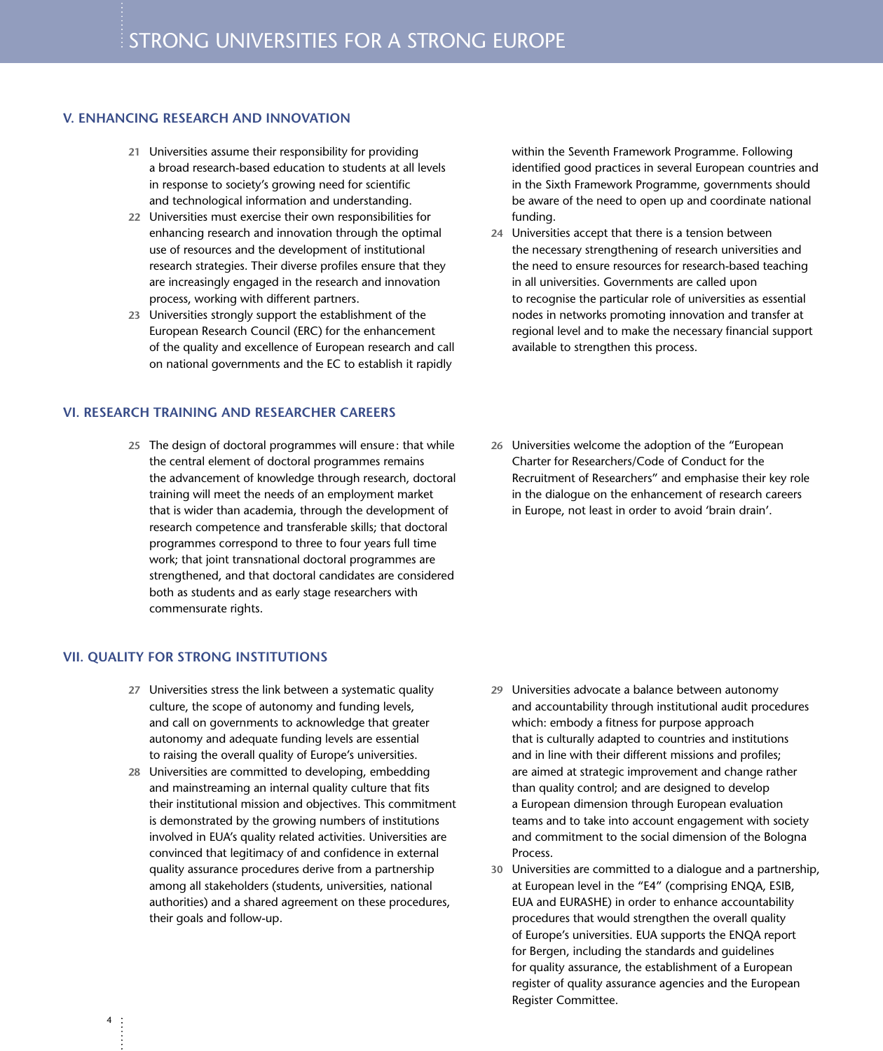## V. ENHANCING RESEARCH AND INNOVATION

21 Universities assume their responsibility for providing a broad research-based education to students at all levels in response to society's growing need for scientific and technological information and understanding.

22 Universities must exercise their own responsibilities for enhancing research and innovation through the optimal use of resources and the development of institutional research strategies. Their diverse profiles ensure that they are increasingly engaged in the research and innovation process, working with different partners.

23 Universities strongly support the establishment of the European Research Council (ERC) for the enhancement of the quality and excellence of European research and call on national governments and the EC to establish it rapidly within the Seventh Framework Programme. Following identified good practices in several European countries and in the Sixth Framework Programme, governments should be aware of the need to open up and coordinate national funding.

24 Universities accept that there is a tension between the necessary strengthening of research universities and the need to ensure resources for research-based teaching in all universities. Governments are called upon to recognise the particular role of universities as essential nodes in networks promoting innovation and transfer at regional level and to make the necessary financial support available to strengthen this process.

## VI. RESEARCH TRAINING AND RESEARCHER CAREERS

25 The design of doctoral programmes will ensure: that while the central element of doctoral programmes remains the advancement of knowledge through research, doctoral training will meet the needs of an employment market that is wider than academia, through the development of research competence and transferable skills; that doctoral programmes correspond to three to four years full time work; that joint transnational doctoral programmes are strengthened, and that doctoral candidates are considered both as students and as early stage researchers with commensurate rights.

26 Universities welcome the adoption of the "European Charter for Researchers/Code of Conduct for the Recruitment of Researchers" and emphasise their key role in the dialogue on the enhancement of research careers in Europe, not least in order to avoid 'brain drain'.

## VII. QUALITY FOR STRONG INSTITUTIONS

27 Universities stress the link between a systematic quality culture, the scope of autonomy and funding levels, and call on governments to acknowledge that greater autonomy and adequate funding levels are essential to raising the overall quality of Europe's universities.

28 Universities are committed to developing, embedding and mainstreaming an internal quality culture that fits their institutional mission and objectives. This commitment is demonstrated by the growing numbers of institutions involved in EUA's quality related activities. Universities are convinced that legitimacy of and confidence in external quality assurance procedures derive from a partnership among all stakeholders (students, universities, national authorities) and a shared agreement on these procedures, their goals and follow-up.

29 Universities advocate a balance between autonomy and accountability through institutional audit procedures which: embody a fitness for purpose approach that is culturally adapted to countries and institutions and in line with their different missions and profiles; are aimed at strategic improvement and change rather than quality control; and are designed to develop a European dimension through European evaluation teams and to take into account engagement with society and commitment to the social dimension of the Bologna Process.

30 Universities are committed to a dialogue and a partnership, at European level in the "E4" (comprising ENQA, ESIB, EUA and EURASHE) in order to enhance accountability procedures that would strengthen the overall quality of Europe's universities. EUA supports the ENQA report for Bergen, including the standards and guidelines for quality assurance, the establishment of a European register of quality assurance agencies and the European Register Committee.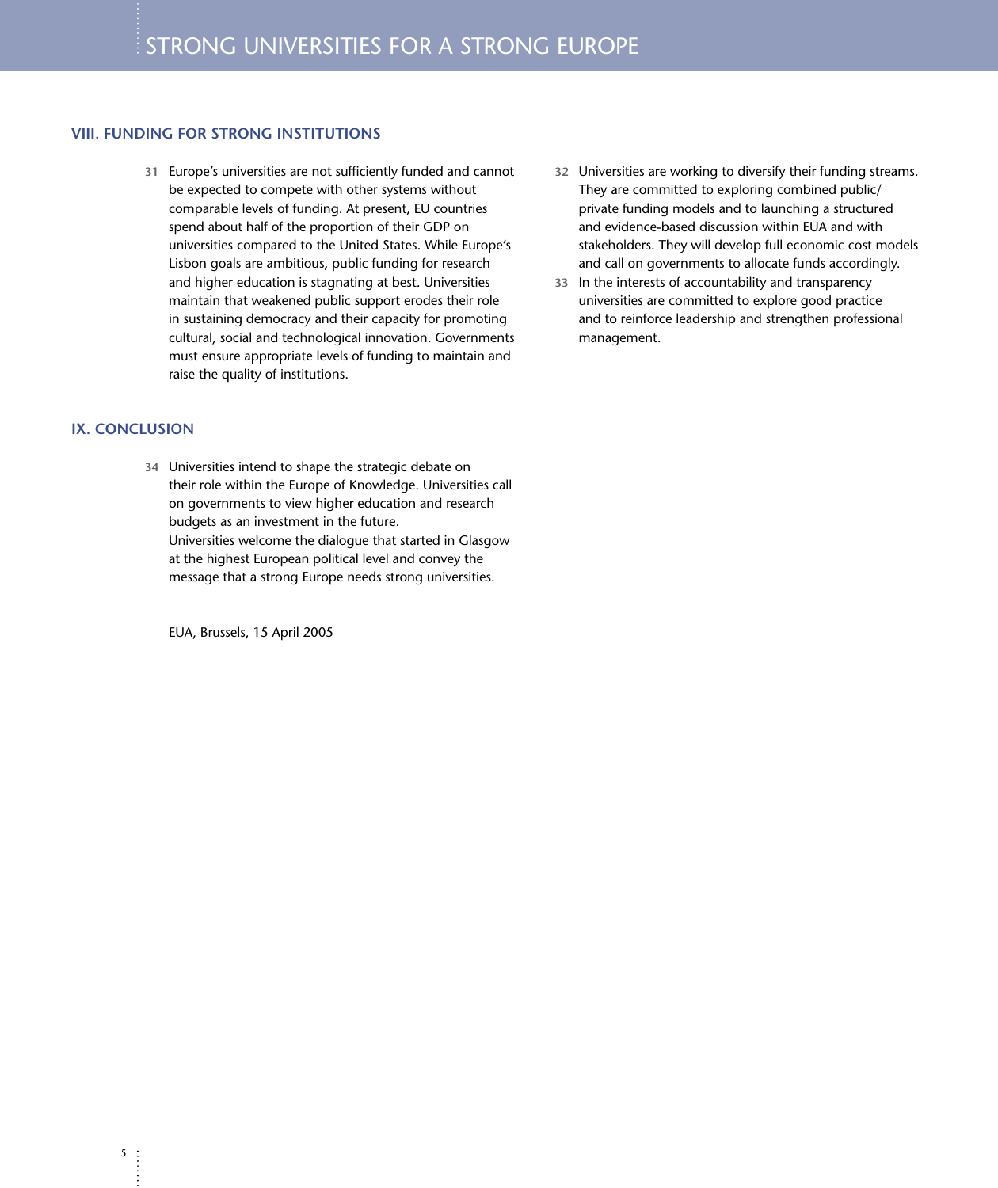## VIII. FUNDING FOR STRONG INSTITUTIONS

**31** Europe's universities are not sufficiently funded and cannot be expected to compete with other systems without comparable levels of funding. At present, EU countries spend about half of the proportion of their GDP on universities compared to the United States. While Europe's Lisbon goals are ambitious, public funding for research and higher education is stagnating at best. Universities maintain that weakened public support erodes their role in sustaining democracy and their capacity for promoting cultural, social and technological innovation. Governments must ensure appropriate levels of funding to maintain and raise the quality of institutions.

**32** Universities are working to diversify their funding streams. They are committed to exploring combined public/private funding models and to launching a structured and evidence-based discussion within EUA and with stakeholders. They will develop full economic cost models and call on governments to allocate funds accordingly.

**33** In the interests of accountability and transparency universities are committed to explore good practice and to reinforce leadership and strengthen professional management.

## IX. CONCLUSION

**34** Universities intend to shape the strategic debate on their role within the Europe of Knowledge. Universities call on governments to view higher education and research budgets as an investment in the future.
Universities welcome the dialogue that started in Glasgow at the highest European political level and convey the message that a strong Europe needs strong universities.

EUA, Brussels, 15 April 2005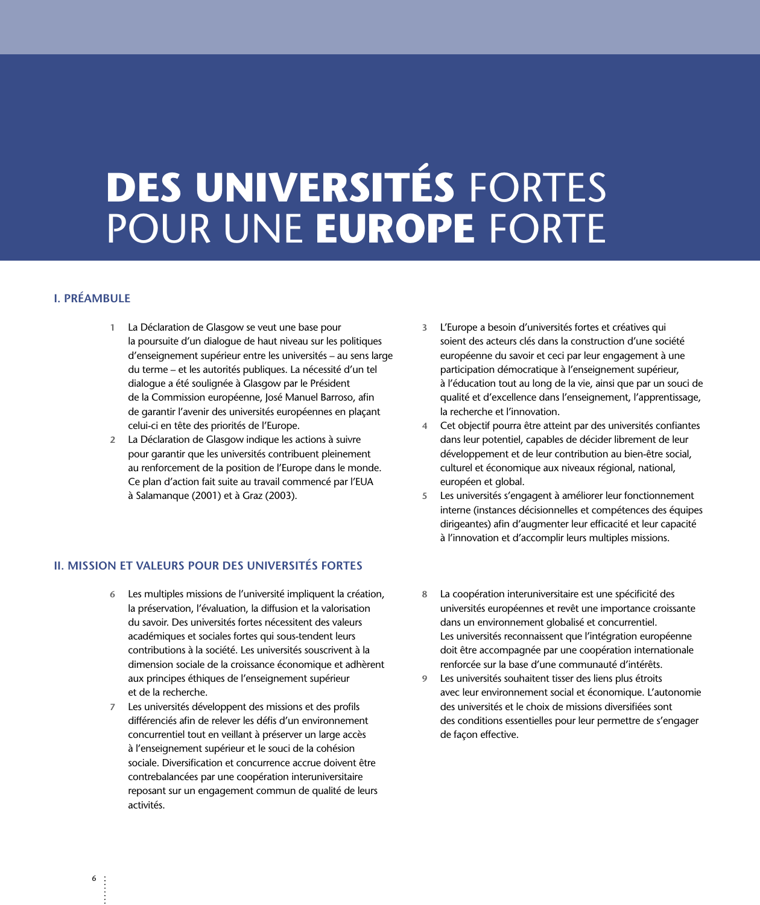# **DES UNIVERSITÉS** FORTES POUR UNE **EUROPE** FORTE

## I. PRÉAMBULE

1. La Déclaration de Glasgow se veut une base pour la poursuite d'un dialogue de haut niveau sur les politiques d'enseignement supérieur entre les universités – au sens large du terme – et les autorités publiques. La nécessité d'un tel dialogue a été soulignée à Glasgow par le Président de la Commission européenne, José Manuel Barroso, afin de garantir l'avenir des universités européennes en plaçant celui-ci en tête des priorités de l'Europe.
2. La Déclaration de Glasgow indique les actions à suivre pour garantir que les universités contribuent pleinement au renforcement de la position de l'Europe dans le monde. Ce plan d'action fait suite au travail commencé par l'EUA à Salamanque (2001) et à Graz (2003).
3. L'Europe a besoin d'universités fortes et créatives qui soient des acteurs clés dans la construction d'une société européenne du savoir et ceci par leur engagement à une participation démocratique à l'enseignement supérieur, à l'éducation tout au long de la vie, ainsi que par un souci de qualité et d'excellence dans l'enseignement, l'apprentissage, la recherche et l'innovation.
4. Cet objectif pourra être atteint par des universités confiantes dans leur potentiel, capables de décider librement de leur développement et de leur contribution au bien-être social, culturel et économique aux niveaux régional, national, européen et global.
5. Les universités s'engagent à améliorer leur fonctionnement interne (instances décisionnelles et compétences des équipes dirigeantes) afin d'augmenter leur efficacité et leur capacité à l'innovation et d'accomplir leurs multiples missions.

## II. MISSION ET VALEURS POUR DES UNIVERSITÉS FORTES

6. Les multiples missions de l'université impliquent la création, la préservation, l'évaluation, la diffusion et la valorisation du savoir. Des universités fortes nécessitent des valeurs académiques et sociales fortes qui sous-tendent leurs contributions à la société. Les universités souscrivent à la dimension sociale de la croissance économique et adhèrent aux principes éthiques de l'enseignement supérieur et de la recherche.
7. Les universités développent des missions et des profils différenciés afin de relever les défis d'un environnement concurrentiel tout en veillant à préserver un large accès à l'enseignement supérieur et le souci de la cohésion sociale. Diversification et concurrence accrue doivent être contrebalancées par une coopération interuniversitaire reposant sur un engagement commun de qualité de leurs activités.
8. La coopération interuniversitaire est une spécificité des universités européennes et revêt une importance croissante dans un environnement globalisé et concurrentiel. Les universités reconnaissent que l'intégration européenne doit être accompagnée par une coopération internationale renforcée sur la base d'une communauté d'intérêts.
9. Les universités souhaitent tisser des liens plus étroits avec leur environnement social et économique. L'autonomie des universités et le choix de missions diversifiées sont des conditions essentielles pour leur permettre de s'engager de façon effective.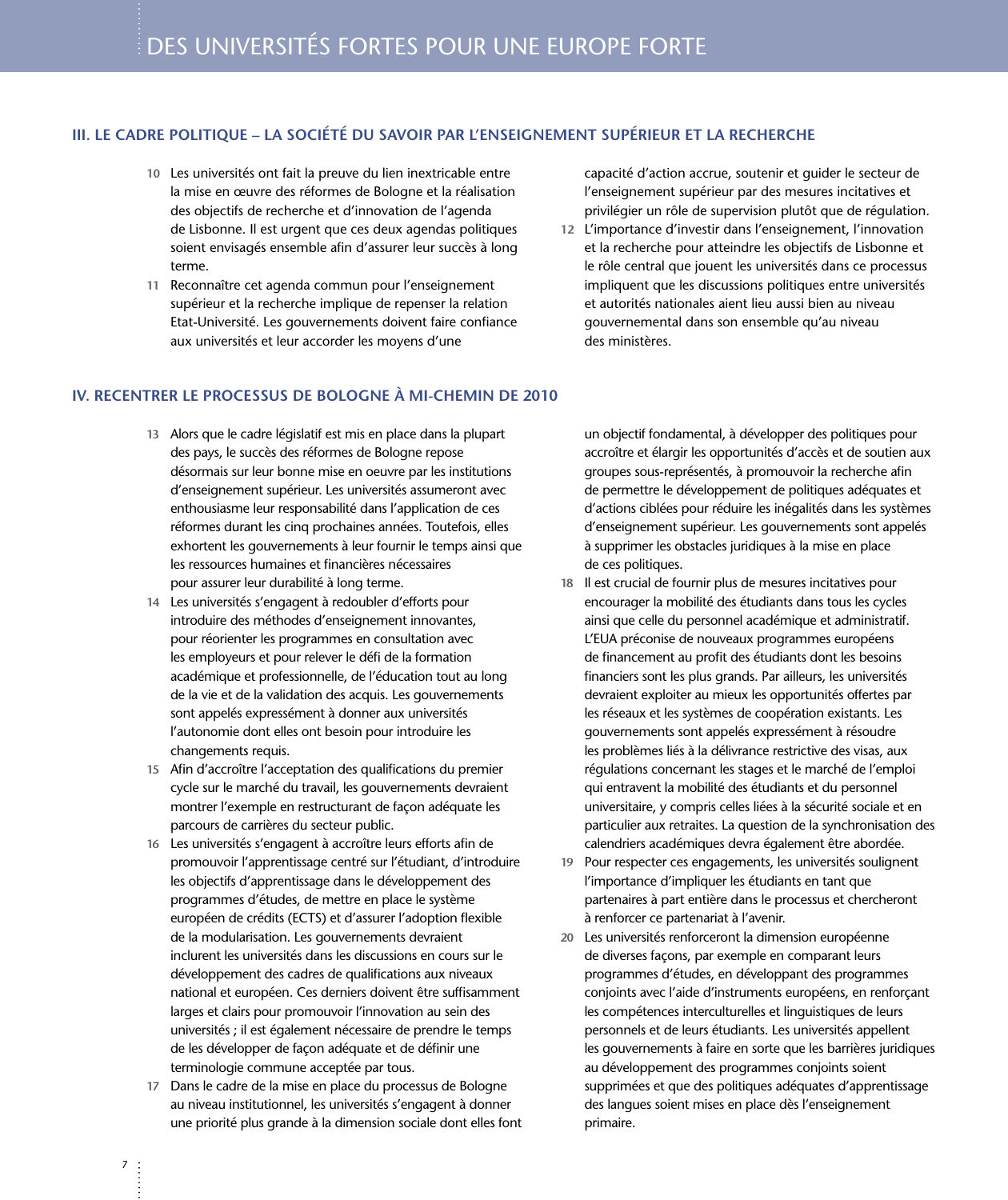## III. LE CADRE POLITIQUE – LA SOCIÉTÉ DU SAVOIR PAR L'ENSEIGNEMENT SUPÉRIEUR ET LA RECHERCHE

**10** Les universités ont fait la preuve du lien inextricable entre la mise en œuvre des réformes de Bologne et la réalisation des objectifs de recherche et d'innovation de l'agenda de Lisbonne. Il est urgent que ces deux agendas politiques soient envisagés ensemble afin d'assurer leur succès à long terme.

**11** Reconnaître cet agenda commun pour l'enseignement supérieur et la recherche implique de repenser la relation Etat-Université. Les gouvernements doivent faire confiance aux universités et leur accorder les moyens d'une capacité d'action accrue, soutenir et guider le secteur de l'enseignement supérieur par des mesures incitatives et privilégier un rôle de supervision plutôt que de régulation.

**12** L'importance d'investir dans l'enseignement, l'innovation et la recherche pour atteindre les objectifs de Lisbonne et le rôle central que jouent les universités dans ce processus impliquent que les discussions politiques entre universités et autorités nationales aient lieu aussi bien au niveau gouvernemental dans son ensemble qu'au niveau des ministères.

## IV. RECENTRER LE PROCESSUS DE BOLOGNE À MI-CHEMIN DE 2010

**13** Alors que le cadre législatif est mis en place dans la plupart des pays, le succès des réformes de Bologne repose désormais sur leur bonne mise en oeuvre par les institutions d'enseignement supérieur. Les universités assumeront avec enthousiasme leur responsabilité dans l'application de ces réformes durant les cinq prochaines années. Toutefois, elles exhortent les gouvernements à leur fournir le temps ainsi que les ressources humaines et financières nécessaires pour assurer leur durabilité à long terme.

**14** Les universités s'engagent à redoubler d'efforts pour introduire des méthodes d'enseignement innovantes, pour réorienter les programmes en consultation avec les employeurs et pour relever le défi de la formation académique et professionnelle, de l'éducation tout au long de la vie et de la validation des acquis. Les gouvernements sont appelés expressément à donner aux universités l'autonomie dont elles ont besoin pour introduire les changements requis.

**15** Afin d'accroître l'acceptation des qualifications du premier cycle sur le marché du travail, les gouvernements devraient montrer l'exemple en restructurant de façon adéquate les parcours de carrières du secteur public.

**16** Les universités s'engagent à accroître leurs efforts afin de promouvoir l'apprentissage centré sur l'étudiant, d'introduire les objectifs d'apprentissage dans le développement des programmes d'études, de mettre en place le système européen de crédits (ECTS) et d'assurer l'adoption flexible de la modularisation. Les gouvernements devraient inclurent les universités dans les discussions en cours sur le développement des cadres de qualifications aux niveaux national et européen. Ces derniers doivent être suffisamment larges et clairs pour promouvoir l'innovation au sein des universités ; il est également nécessaire de prendre le temps de les développer de façon adéquate et de définir une terminologie commune acceptée par tous.

**17** Dans le cadre de la mise en place du processus de Bologne au niveau institutionnel, les universités s'engagent à donner une priorité plus grande à la dimension sociale dont elles font un objectif fondamental, à développer des politiques pour accroître et élargir les opportunités d'accès et de soutien aux groupes sous-représentés, à promouvoir la recherche afin de permettre le développement de politiques adéquates et d'actions ciblées pour réduire les inégalités dans les systèmes d'enseignement supérieur. Les gouvernements sont appelés à supprimer les obstacles juridiques à la mise en place de ces politiques.

**18** Il est crucial de fournir plus de mesures incitatives pour encourager la mobilité des étudiants dans tous les cycles ainsi que celle du personnel académique et administratif. L'EUA préconise de nouveaux programmes européens de financement au profit des étudiants dont les besoins financiers sont les plus grands. Par ailleurs, les universités devraient exploiter au mieux les opportunités offertes par les réseaux et les systèmes de coopération existants. Les gouvernements sont appelés expressément à résoudre les problèmes liés à la délivrance restrictive des visas, aux régulations concernant les stages et le marché de l'emploi qui entravent la mobilité des étudiants et du personnel universitaire, y compris celles liées à la sécurité sociale et en particulier aux retraites. La question de la synchronisation des calendriers académiques devra également être abordée.

**19** Pour respecter ces engagements, les universités soulignent l'importance d'impliquer les étudiants en tant que partenaires à part entière dans le processus et chercheront à renforcer ce partenariat à l'avenir.

**20** Les universités renforceront la dimension européenne de diverses façons, par exemple en comparant leurs programmes d'études, en développant des programmes conjoints avec l'aide d'instruments européens, en renforçant les compétences interculturelles et linguistiques de leurs personnels et de leurs étudiants. Les universités appellent les gouvernements à faire en sorte que les barrières juridiques au développement des programmes conjoints soient supprimées et que des politiques adéquates d'apprentissage des langues soient mises en place dès l'enseignement primaire.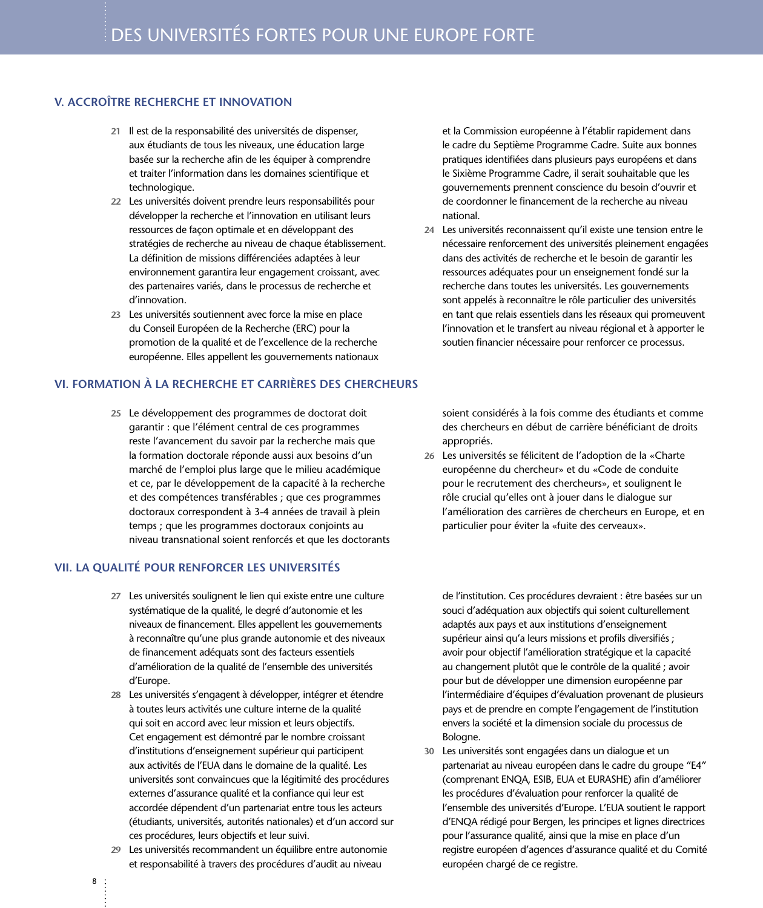## V. ACCROÎTRE RECHERCHE ET INNOVATION

**21** Il est de la responsabilité des universités de dispenser, aux étudiants de tous les niveaux, une éducation large basée sur la recherche afin de les équiper à comprendre et traiter l'information dans les domaines scientifique et technologique.

**22** Les universités doivent prendre leurs responsabilités pour développer la recherche et l'innovation en utilisant leurs ressources de façon optimale et en développant des stratégies de recherche au niveau de chaque établissement. La définition de missions différenciées adaptées à leur environnement garantira leur engagement croissant, avec des partenaires variés, dans le processus de recherche et d'innovation.

**23** Les universités soutiennent avec force la mise en place du Conseil Européen de la Recherche (ERC) pour la promotion de la qualité et de l'excellence de la recherche européenne. Elles appellent les gouvernements nationaux et la Commission européenne à l'établir rapidement dans le cadre du Septième Programme Cadre. Suite aux bonnes pratiques identifiées dans plusieurs pays européens et dans le Sixième Programme Cadre, il serait souhaitable que les gouvernements prennent conscience du besoin d'ouvrir et de coordonner le financement de la recherche au niveau national.

**24** Les universités reconnaissent qu'il existe une tension entre le nécessaire renforcement des universités pleinement engagées dans des activités de recherche et le besoin de garantir les ressources adéquates pour un enseignement fondé sur la recherche dans toutes les universités. Les gouvernements sont appelés à reconnaître le rôle particulier des universités en tant que relais essentiels dans les réseaux qui promeuvent l'innovation et le transfert au niveau régional et à apporter le soutien financier nécessaire pour renforcer ce processus.

## VI. FORMATION À LA RECHERCHE ET CARRIÈRES DES CHERCHEURS

**25** Le développement des programmes de doctorat doit garantir : que l'élément central de ces programmes reste l'avancement du savoir par la recherche mais que la formation doctorale réponde aussi aux besoins d'un marché de l'emploi plus large que le milieu académique et ce, par le développement de la capacité à la recherche et des compétences transférables ; que ces programmes doctoraux correspondent à 3-4 années de travail à plein temps ; que les programmes doctoraux conjoints au niveau transnational soient renforcés et que les doctorants soient considérés à la fois comme des étudiants et comme des chercheurs en début de carrière bénéficiant de droits appropriés.

**26** Les universités se félicitent de l'adoption de la «Charte européenne du chercheur» et du «Code de conduite pour le recrutement des chercheurs», et soulignent le rôle crucial qu'elles ont à jouer dans le dialogue sur l'amélioration des carrières de chercheurs en Europe, et en particulier pour éviter la «fuite des cerveaux».

## VII. LA QUALITÉ POUR RENFORCER LES UNIVERSITÉS

**27** Les universités soulignent le lien qui existe entre une culture systématique de la qualité, le degré d'autonomie et les niveaux de financement. Elles appellent les gouvernements à reconnaître qu'une plus grande autonomie et des niveaux de financement adéquats sont des facteurs essentiels d'amélioration de la qualité de l'ensemble des universités d'Europe.

**28** Les universités s'engagent à développer, intégrer et étendre à toutes leurs activités une culture interne de la qualité qui soit en accord avec leur mission et leurs objectifs. Cet engagement est démontré par le nombre croissant d'institutions d'enseignement supérieur qui participent aux activités de l'EUA dans le domaine de la qualité. Les universités sont convaincues que la légitimité des procédures externes d'assurance qualité et la confiance qui leur est accordée dépendent d'un partenariat entre tous les acteurs (étudiants, universités, autorités nationales) et d'un accord sur ces procédures, leurs objectifs et leur suivi.

**29** Les universités recommandent un équilibre entre autonomie et responsabilité à travers des procédures d'audit au niveau de l'institution. Ces procédures devraient : être basées sur un souci d'adéquation aux objectifs qui soient culturellement adaptés aux pays et aux institutions d'enseignement supérieur ainsi qu'a leurs missions et profils diversifiés ; avoir pour objectif l'amélioration stratégique et la capacité au changement plutôt que le contrôle de la qualité ; avoir pour but de développer une dimension européenne par l'intermédiaire d'équipes d'évaluation provenant de plusieurs pays et de prendre en compte l'engagement de l'institution envers la société et la dimension sociale du processus de Bologne.

**30** Les universités sont engagées dans un dialogue et un partenariat au niveau européen dans le cadre du groupe "E4" (comprenant ENQA, ESIB, EUA et EURASHE) afin d'améliorer les procédures d'évaluation pour renforcer la qualité de l'ensemble des universités d'Europe. L'EUA soutient le rapport d'ENQA rédigé pour Bergen, les principes et lignes directrices pour l'assurance qualité, ainsi que la mise en place d'un registre européen d'agences d'assurance qualité et du Comité européen chargé de ce registre.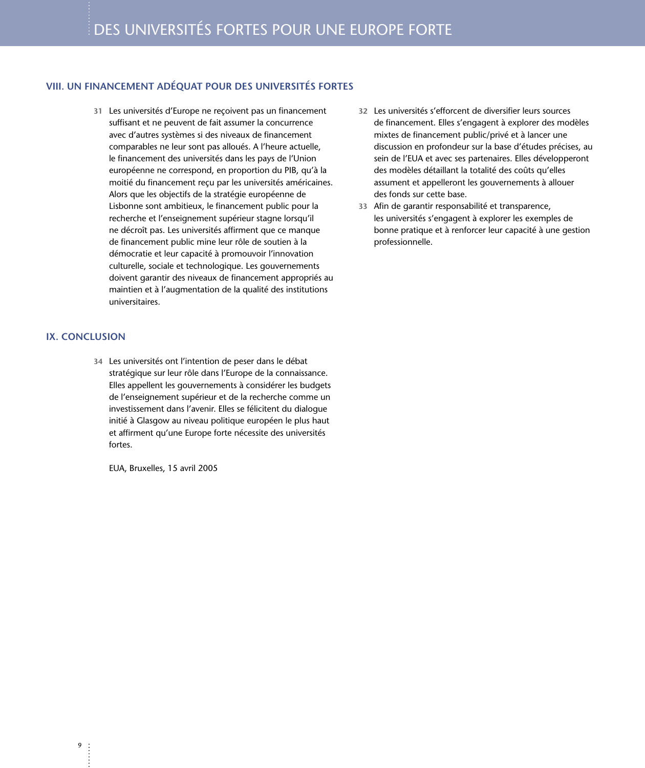## VIII. UN FINANCEMENT ADÉQUAT POUR DES UNIVERSITÉS FORTES

**31** Les universités d'Europe ne reçoivent pas un financement suffisant et ne peuvent de fait assumer la concurrence avec d'autres systèmes si des niveaux de financement comparables ne leur sont pas alloués. A l'heure actuelle, le financement des universités dans les pays de l'Union européenne ne correspond, en proportion du PIB, qu'à la moitié du financement reçu par les universités américaines. Alors que les objectifs de la stratégie européenne de Lisbonne sont ambitieux, le financement public pour la recherche et l'enseignement supérieur stagne lorsqu'il ne décroît pas. Les universités affirment que ce manque de financement public mine leur rôle de soutien à la démocratie et leur capacité à promouvoir l'innovation culturelle, sociale et technologique. Les gouvernements doivent garantir des niveaux de financement appropriés au maintien et à l'augmentation de la qualité des institutions universitaires.

**32** Les universités s'efforcent de diversifier leurs sources de financement. Elles s'engagent à explorer des modèles mixtes de financement public/privé et à lancer une discussion en profondeur sur la base d'études précises, au sein de l'EUA et avec ses partenaires. Elles développeront des modèles détaillant la totalité des coûts qu'elles assument et appelleront les gouvernements à allouer des fonds sur cette base.

**33** Afin de garantir responsabilité et transparence, les universités s'engagent à explorer les exemples de bonne pratique et à renforcer leur capacité à une gestion professionnelle.

## IX. CONCLUSION

**34** Les universités ont l'intention de peser dans le débat stratégique sur leur rôle dans l'Europe de la connaissance. Elles appellent les gouvernements à considérer les budgets de l'enseignement supérieur et de la recherche comme un investissement dans l'avenir. Elles se félicitent du dialogue initié à Glasgow au niveau politique européen le plus haut et affirment qu'une Europe forte nécessite des universités fortes.

EUA, Bruxelles, 15 avril 2005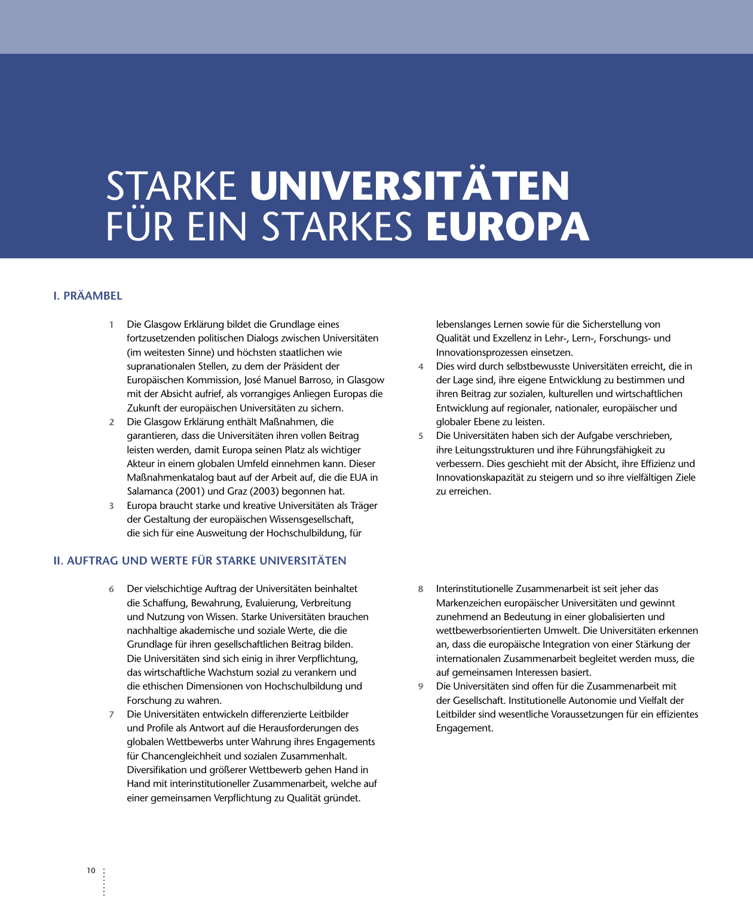# STARKE **UNIVERSITÄTEN** FÜR EIN STARKES **EUROPA**

## I. PRÄAMBEL

1 Die Glasgow Erklärung bildet die Grundlage eines fortzusetzenden politischen Dialogs zwischen Universitäten (im weitesten Sinne) und höchsten staatlichen wie supranationalen Stellen, zu dem der Präsident der Europäischen Kommission, José Manuel Barroso, in Glasgow mit der Absicht aufrief, als vorrangiges Anliegen Europas die Zukunft der europäischen Universitäten zu sichern.

2 Die Glasgow Erklärung enthält Maßnahmen, die garantieren, dass die Universitäten ihren vollen Beitrag leisten werden, damit Europa seinen Platz als wichtiger Akteur in einem globalen Umfeld einnehmen kann. Dieser Maßnahmenkatalog baut auf der Arbeit auf, die die EUA in Salamanca (2001) und Graz (2003) begonnen hat.

3 Europa braucht starke und kreative Universitäten als Träger der Gestaltung der europäischen Wissensgesellschaft, die sich für eine Ausweitung der Hochschulbildung, für lebenslanges Lernen sowie für die Sicherstellung von Qualität und Exzellenz in Lehr-, Lern-, Forschungs- und Innovationsprozessen einsetzen.

4 Dies wird durch selbstbewusste Universitäten erreicht, die in der Lage sind, ihre eigene Entwicklung zu bestimmen und ihren Beitrag zur sozialen, kulturellen und wirtschaftlichen Entwicklung auf regionaler, nationaler, europäischer und globaler Ebene zu leisten.

5 Die Universitäten haben sich der Aufgabe verschrieben, ihre Leitungsstrukturen und ihre Führungsfähigkeit zu verbessern. Dies geschieht mit der Absicht, ihre Effizienz und Innovationskapazität zu steigern und so ihre vielfältigen Ziele zu erreichen.

## II. AUFTRAG UND WERTE FÜR STARKE UNIVERSITÄTEN

6 Der vielschichtige Auftrag der Universitäten beinhaltet die Schaffung, Bewahrung, Evaluierung, Verbreitung und Nutzung von Wissen. Starke Universitäten brauchen nachhaltige akademische und soziale Werte, die die Grundlage für ihren gesellschaftlichen Beitrag bilden. Die Universitäten sind sich einig in ihrer Verpflichtung, das wirtschaftliche Wachstum sozial zu verankern und die ethischen Dimensionen von Hochschulbildung und Forschung zu wahren.

7 Die Universitäten entwickeln differenzierte Leitbilder und Profile als Antwort auf die Herausforderungen des globalen Wettbewerbs unter Wahrung ihres Engagements für Chancengleichheit und sozialen Zusammenhalt. Diversifikation und größerer Wettbewerb gehen Hand in Hand mit interinstitutioneller Zusammenarbeit, welche auf einer gemeinsamen Verpflichtung zu Qualität gründet.

8 Interinstitutionelle Zusammenarbeit ist seit jeher das Markenzeichen europäischer Universitäten und gewinnt zunehmend an Bedeutung in einer globalisierten und wettbewerbsorientierten Umwelt. Die Universitäten erkennen an, dass die europäische Integration von einer Stärkung der internationalen Zusammenarbeit begleitet werden muss, die auf gemeinsamen Interessen basiert.

9 Die Universitäten sind offen für die Zusammenarbeit mit der Gesellschaft. Institutionelle Autonomie und Vielfalt der Leitbilder sind wesentliche Voraussetzungen für ein effizientes Engagement.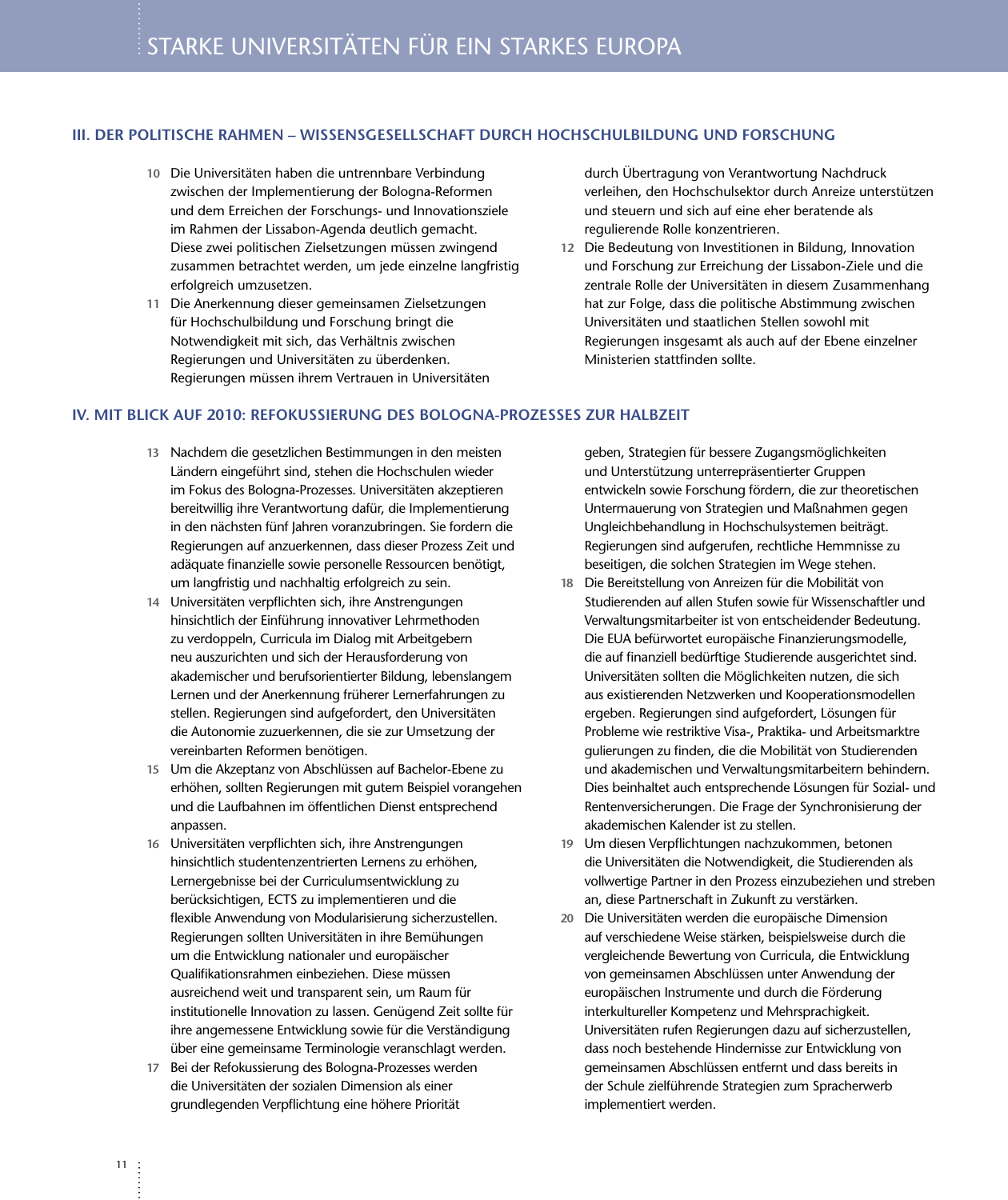## III. DER POLITISCHE RAHMEN – WISSENSGESELLSCHAFT DURCH HOCHSCHULBILDUNG UND FORSCHUNG

**10** Die Universitäten haben die untrennbare Verbindung zwischen der Implementierung der Bologna-Reformen und dem Erreichen der Forschungs- und Innovationsziele im Rahmen der Lissabon-Agenda deutlich gemacht. Diese zwei politischen Zielsetzungen müssen zwingend zusammen betrachtet werden, um jede einzelne langfristig erfolgreich umzusetzen.

**11** Die Anerkennung dieser gemeinsamen Zielsetzungen für Hochschulbildung und Forschung bringt die Notwendigkeit mit sich, das Verhältnis zwischen Regierungen und Universitäten zu überdenken. Regierungen müssen ihrem Vertrauen in Universitäten durch Übertragung von Verantwortung Nachdruck verleihen, den Hochschulsektor durch Anreize unterstützen und steuern und sich auf eine eher beratende als regulierende Rolle konzentrieren.

**12** Die Bedeutung von Investitionen in Bildung, Innovation und Forschung zur Erreichung der Lissabon-Ziele und die zentrale Rolle der Universitäten in diesem Zusammenhang hat zur Folge, dass die politische Abstimmung zwischen Universitäten und staatlichen Stellen sowohl mit Regierungen insgesamt als auch auf der Ebene einzelner Ministerien stattfinden sollte.

## IV. MIT BLICK AUF 2010: REFOKUSSIERUNG DES BOLOGNA-PROZESSES ZUR HALBZEIT

**13** Nachdem die gesetzlichen Bestimmungen in den meisten Ländern eingeführt sind, stehen die Hochschulen wieder im Fokus des Bologna-Prozesses. Universitäten akzeptieren bereitwillig ihre Verantwortung dafür, die Implementierung in den nächsten fünf Jahren voranzubringen. Sie fordern die Regierungen auf anzuerkennen, dass dieser Prozess Zeit und adäquate finanzielle sowie personelle Ressourcen benötigt, um langfristig und nachhaltig erfolgreich zu sein.

**14** Universitäten verpflichten sich, ihre Anstrengungen hinsichtlich der Einführung innovativer Lehrmethoden zu verdoppeln, Curricula im Dialog mit Arbeitgebern neu auszurichten und sich der Herausforderung von akademischer und berufsorientierter Bildung, lebenslangem Lernen und der Anerkennung früherer Lernerfahrungen zu stellen. Regierungen sind aufgefordert, den Universitäten die Autonomie zuzuerkennen, die sie zur Umsetzung der vereinbarten Reformen benötigen.

**15** Um die Akzeptanz von Abschlüssen auf Bachelor-Ebene zu erhöhen, sollten Regierungen mit gutem Beispiel vorangehen und die Laufbahnen im öffentlichen Dienst entsprechend anpassen.

**16** Universitäten verpflichten sich, ihre Anstrengungen hinsichtlich studentenzentrierten Lernens zu erhöhen, Lernergebnisse bei der Curriculumsentwicklung zu berücksichtigen, ECTS zu implementieren und die flexible Anwendung von Modularisierung sicherzustellen. Regierungen sollten Universitäten in ihre Bemühungen um die Entwicklung nationaler und europäischer Qualifikationsrahmen einbeziehen. Diese müssen ausreichend weit und transparent sein, um Raum für institutionelle Innovation zu lassen. Genügend Zeit sollte für ihre angemessene Entwicklung sowie für die Verständigung über eine gemeinsame Terminologie veranschlagt werden.

**17** Bei der Refokussierung des Bologna-Prozesses werden die Universitäten der sozialen Dimension als einer grundlegenden Verpflichtung eine höhere Priorität geben, Strategien für bessere Zugangsmöglichkeiten und Unterstützung unterrepräsentierter Gruppen entwickeln sowie Forschung fördern, die zur theoretischen Untermauerung von Strategien und Maßnahmen gegen Ungleichbehandlung in Hochschulsystemen beiträgt. Regierungen sind aufgerufen, rechtliche Hemmnisse zu beseitigen, die solchen Strategien im Wege stehen.

**18** Die Bereitstellung von Anreizen für die Mobilität von Studierenden auf allen Stufen sowie für Wissenschaftler und Verwaltungsmitarbeiter ist von entscheidender Bedeutung. Die EUA befürwortet europäische Finanzierungsmodelle, die auf finanziell bedürftige Studierende ausgerichtet sind. Universitäten sollten die Möglichkeiten nutzen, die sich aus existierenden Netzwerken und Kooperationsmodellen ergeben. Regierungen sind aufgefordert, Lösungen für Probleme wie restriktive Visa-, Praktika- und Arbeitsmarktregulierungen zu finden, die die Mobilität von Studierenden und akademischen und Verwaltungsmitarbeitern behindern. Dies beinhaltet auch entsprechende Lösungen für Sozial- und Rentenversicherungen. Die Frage der Synchronisierung der akademischen Kalender ist zu stellen.

**19** Um diesen Verpflichtungen nachzukommen, betonen die Universitäten die Notwendigkeit, die Studierenden als vollwertige Partner in den Prozess einzubeziehen und streben an, diese Partnerschaft in Zukunft zu verstärken.

**20** Die Universitäten werden die europäische Dimension auf verschiedene Weise stärken, beispielsweise durch die vergleichende Bewertung von Curricula, die Entwicklung von gemeinsamen Abschlüssen unter Anwendung der europäischen Instrumente und durch die Förderung interkultureller Kompetenz und Mehrsprachigkeit. Universitäten rufen Regierungen dazu auf sicherzustellen, dass noch bestehende Hindernisse zur Entwicklung von gemeinsamen Abschlüssen entfernt und dass bereits in der Schule zielführende Strategien zum Spracherwerb implementiert werden.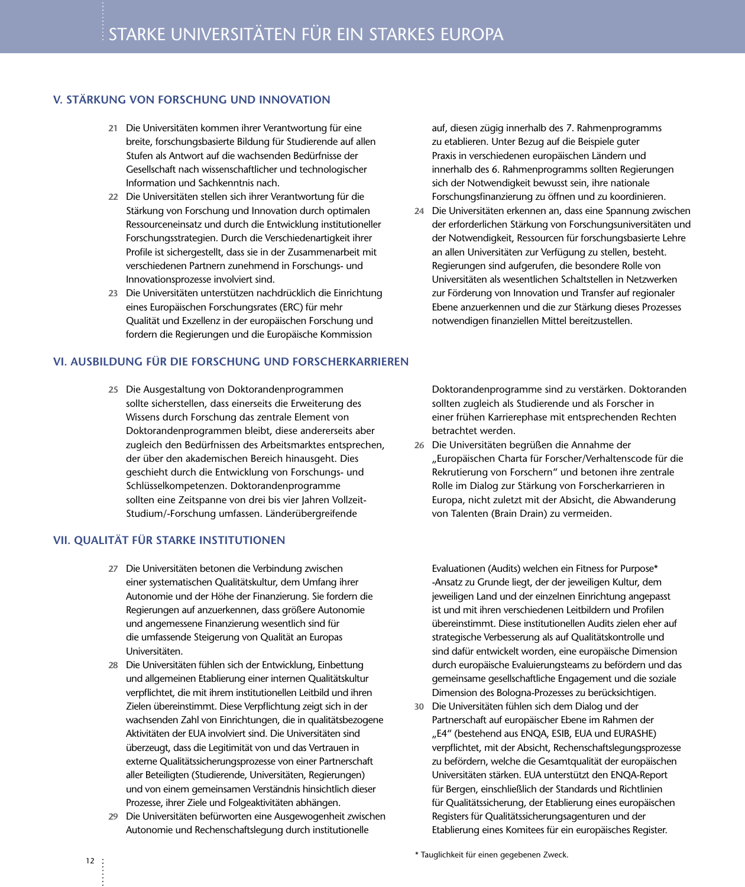## V. STÄRKUNG VON FORSCHUNG UND INNOVATION

21 Die Universitäten kommen ihrer Verantwortung für eine breite, forschungsbasierte Bildung für Studierende auf allen Stufen als Antwort auf die wachsenden Bedürfnisse der Gesellschaft nach wissenschaftlicher und technologischer Information und Sachkenntnis nach.

22 Die Universitäten stellen sich ihrer Verantwortung für die Stärkung von Forschung und Innovation durch optimalen Ressourceneinsatz und durch die Entwicklung institutioneller Forschungsstrategien. Durch die Verschiedenartigkeit ihrer Profile ist sichergestellt, dass sie in der Zusammenarbeit mit verschiedenen Partnern zunehmend in Forschungs- und Innovationsprozesse involviert sind.

23 Die Universitäten unterstützen nachdrücklich die Einrichtung eines Europäischen Forschungsrates (ERC) für mehr Qualität und Exzellenz in der europäischen Forschung und fordern die Regierungen und die Europäische Kommission auf, diesen zügig innerhalb des 7. Rahmenprogramms zu etablieren. Unter Bezug auf die Beispiele guter Praxis in verschiedenen europäischen Ländern und innerhalb des 6. Rahmenprogramms sollten Regierungen sich der Notwendigkeit bewusst sein, ihre nationale Forschungsfinanzierung zu öffnen und zu koordinieren.

24 Die Universitäten erkennen an, dass eine Spannung zwischen der erforderlichen Stärkung von Forschungsuniversitäten und der Notwendigkeit, Ressourcen für forschungsbasierte Lehre an allen Universitäten zur Verfügung zu stellen, besteht. Regierungen sind aufgerufen, die besondere Rolle von Universitäten als wesentlichen Schaltstellen in Netzwerken zur Förderung von Innovation und Transfer auf regionaler Ebene anzuerkennen und die zur Stärkung dieses Prozesses notwendigen finanziellen Mittel bereitzustellen.

## VI. AUSBILDUNG FÜR DIE FORSCHUNG UND FORSCHERKARRIEREN

25 Die Ausgestaltung von Doktorandenprogrammen sollte sicherstellen, dass einerseits die Erweiterung des Wissens durch Forschung das zentrale Element von Doktorandenprogrammen bleibt, diese andererseits aber zugleich den Bedürfnissen des Arbeitsmarktes entsprechen, der über den akademischen Bereich hinausgeht. Dies geschieht durch die Entwicklung von Forschungs- und Schlüsselkompetenzen. Doktorandenprogramme sollten eine Zeitspanne von drei bis vier Jahren Vollzeit-Studium/-Forschung umfassen. Länderübergreifende Doktorandenprogramme sind zu verstärken. Doktoranden sollten zugleich als Studierende und als Forscher in einer frühen Karrierephase mit entsprechenden Rechten betrachtet werden.

26 Die Universitäten begrüßen die Annahme der „Europäischen Charta für Forscher/Verhaltenscode für die Rekrutierung von Forschern" und betonen ihre zentrale Rolle im Dialog zur Stärkung von Forscherkarrieren in Europa, nicht zuletzt mit der Absicht, die Abwanderung von Talenten (Brain Drain) zu vermeiden.

## VII. QUALITÄT FÜR STARKE INSTITUTIONEN

27 Die Universitäten betonen die Verbindung zwischen einer systematischen Qualitätskultur, dem Umfang ihrer Autonomie und der Höhe der Finanzierung. Sie fordern die Regierungen auf anzuerkennen, dass größere Autonomie und angemessene Finanzierung wesentlich sind für die umfassende Steigerung von Qualität an Europas Universitäten.

28 Die Universitäten fühlen sich der Entwicklung, Einbettung und allgemeinen Etablierung einer internen Qualitätskultur verpflichtet, die mit ihrem institutionellen Leitbild und ihren Zielen übereinstimmt. Diese Verpflichtung zeigt sich in der wachsenden Zahl von Einrichtungen, die in qualitätsbezogene Aktivitäten der EUA involviert sind. Die Universitäten sind überzeugt, dass die Legitimität von und das Vertrauen in externe Qualitätssicherungsprozesse von einer Partnerschaft aller Beteiligten (Studierende, Universitäten, Regierungen) und von einem gemeinsamen Verständnis hinsichtlich dieser Prozesse, ihrer Ziele und Folgeaktivitäten abhängen.

29 Die Universitäten befürworten eine Ausgewogenheit zwischen Autonomie und Rechenschaftslegung durch institutionelle Evaluationen (Audits) welchen ein Fitness for Purpose* -Ansatz zu Grunde liegt, der der jeweiligen Kultur, dem jeweiligen Land und der einzelnen Einrichtung angepasst ist und mit ihren verschiedenen Leitbildern und Profilen übereinstimmt. Diese institutionellen Audits zielen eher auf strategische Verbesserung als auf Qualitätskontrolle und sind dafür entwickelt worden, eine europäische Dimension durch europäische Evaluierungsteams zu befördern und das gemeinsame gesellschaftliche Engagement und die soziale Dimension des Bologna-Prozesses zu berücksichtigen.

30 Die Universitäten fühlen sich dem Dialog und der Partnerschaft auf europäischer Ebene im Rahmen der „E4" (bestehend aus ENQA, ESIB, EUA und EURASHE) verpflichtet, mit der Absicht, Rechenschaftslegungsprozesse zu befördern, welche die Gesamtqualität der europäischen Universitäten stärken. EUA unterstützt den ENQA-Report für Bergen, einschließlich der Standards und Richtlinien für Qualitätssicherung, der Etablierung eines europäischen Registers für Qualitätssicherungsagenturen und der Etablierung eines Komitees für ein europäisches Register.

\* Tauglichkeit für einen gegebenen Zweck.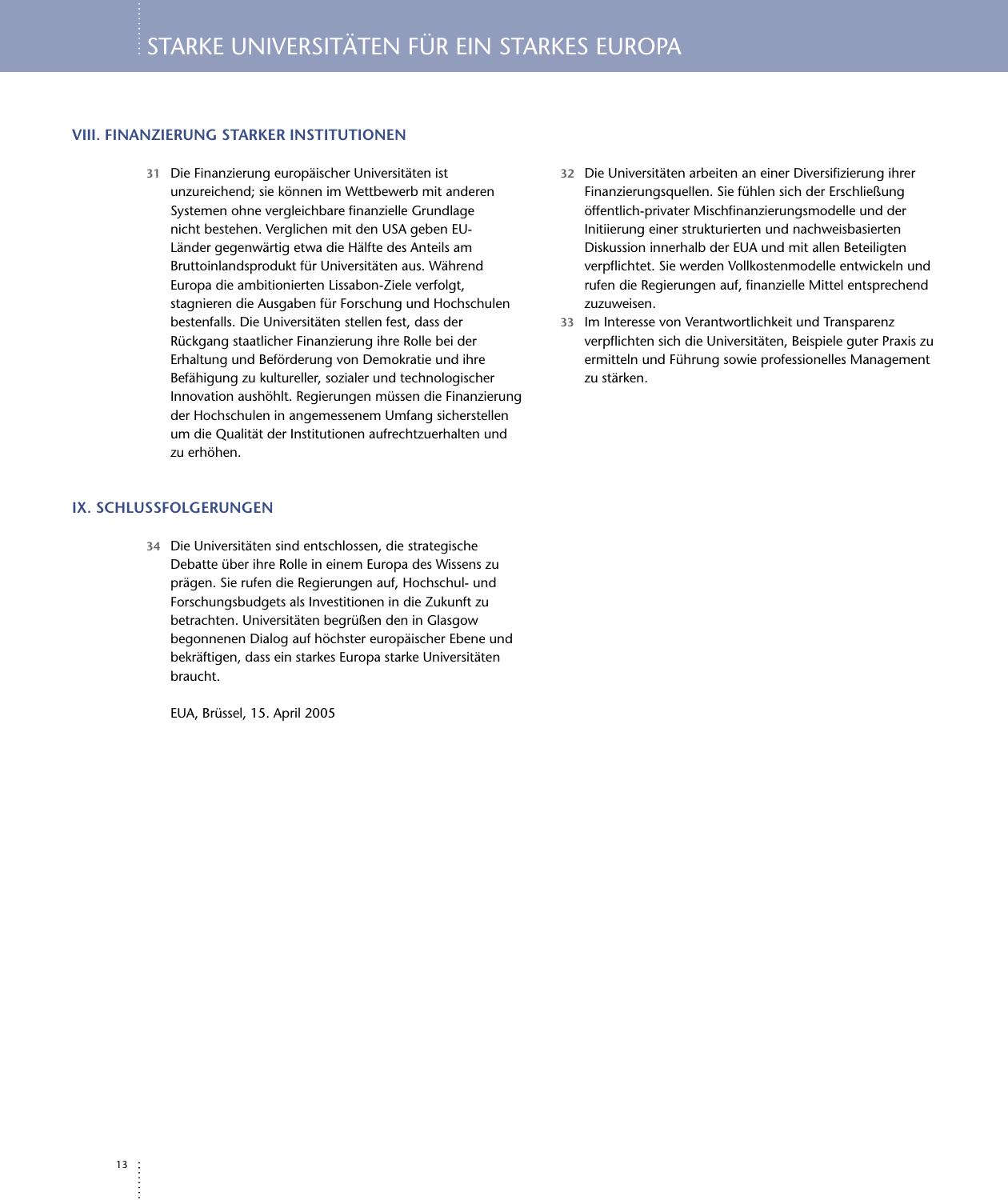## VIII. FINANZIERUNG STARKER INSTITUTIONEN

**31** Die Finanzierung europäischer Universitäten ist unzureichend; sie können im Wettbewerb mit anderen Systemen ohne vergleichbare finanzielle Grundlage nicht bestehen. Verglichen mit den USA geben EU-Länder gegenwärtig etwa die Hälfte des Anteils am Bruttoinlandsprodukt für Universitäten aus. Während Europa die ambitionierten Lissabon-Ziele verfolgt, stagnieren die Ausgaben für Forschung und Hochschulen bestenfalls. Die Universitäten stellen fest, dass der Rückgang staatlicher Finanzierung ihre Rolle bei der Erhaltung und Beförderung von Demokratie und ihre Befähigung zu kultureller, sozialer und technologischer Innovation aushöhlt. Regierungen müssen die Finanzierung der Hochschulen in angemessenem Umfang sicherstellen um die Qualität der Institutionen aufrechtzuerhalten und zu erhöhen.

**32** Die Universitäten arbeiten an einer Diversifizierung ihrer Finanzierungsquellen. Sie fühlen sich der Erschließung öffentlich-privater Mischfinanzierungsmodelle und der Initiierung einer strukturierten und nachweisbasierten Diskussion innerhalb der EUA und mit allen Beteiligten verpflichtet. Sie werden Vollkostenmodelle entwickeln und rufen die Regierungen auf, finanzielle Mittel entsprechend zuzuweisen.

**33** Im Interesse von Verantwortlichkeit und Transparenz verpflichten sich die Universitäten, Beispiele guter Praxis zu ermitteln und Führung sowie professionelles Management zu stärken.

## IX. SCHLUSSFOLGERUNGEN

**34** Die Universitäten sind entschlossen, die strategische Debatte über ihre Rolle in einem Europa des Wissens zu prägen. Sie rufen die Regierungen auf, Hochschul- und Forschungsbudgets als Investitionen in die Zukunft zu betrachten. Universitäten begrüßen den in Glasgow begonnenen Dialog auf höchster europäischer Ebene und bekräftigen, dass ein starkes Europa starke Universitäten braucht.

EUA, Brüssel, 15. April 2005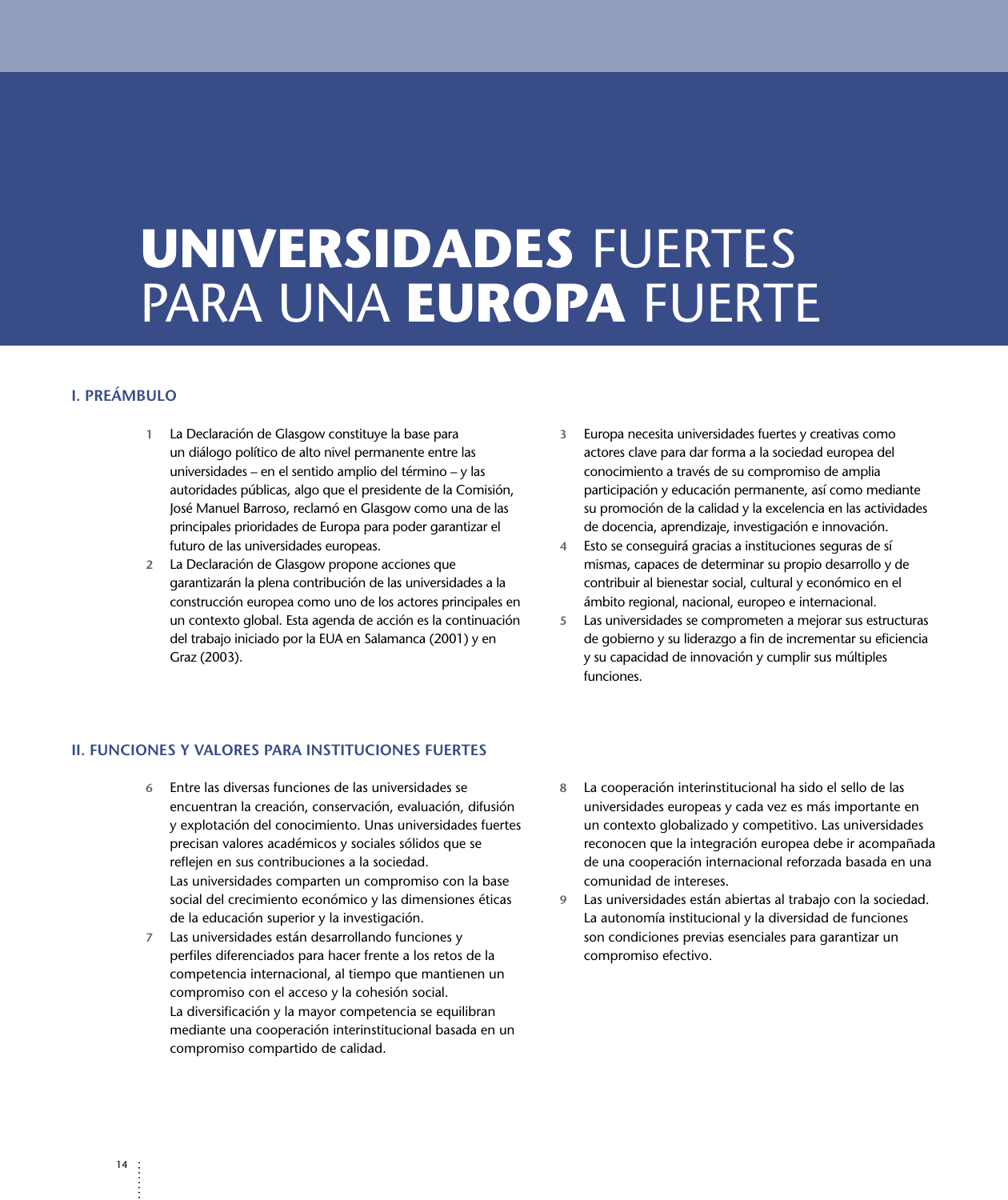# **UNIVERSIDADES** FUERTES PARA UNA **EUROPA** FUERTE

## I. PREÁMBULO

1. La Declaración de Glasgow constituye la base para un diálogo político de alto nivel permanente entre las universidades – en el sentido amplio del término – y las autoridades públicas, algo que el presidente de la Comisión, José Manuel Barroso, reclamó en Glasgow como una de las principales prioridades de Europa para poder garantizar el futuro de las universidades europeas.
2. La Declaración de Glasgow propone acciones que garantizarán la plena contribución de las universidades a la construcción europea como uno de los actores principales en un contexto global. Esta agenda de acción es la continuación del trabajo iniciado por la EUA en Salamanca (2001) y en Graz (2003).
3. Europa necesita universidades fuertes y creativas como actores clave para dar forma a la sociedad europea del conocimiento a través de su compromiso de amplia participación y educación permanente, así como mediante su promoción de la calidad y la excelencia en las actividades de docencia, aprendizaje, investigación e innovación.
4. Esto se conseguirá gracias a instituciones seguras de sí mismas, capaces de determinar su propio desarrollo y de contribuir al bienestar social, cultural y económico en el ámbito regional, nacional, europeo e internacional.
5. Las universidades se comprometen a mejorar sus estructuras de gobierno y su liderazgo a fin de incrementar su eficiencia y su capacidad de innovación y cumplir sus múltiples funciones.

## II. FUNCIONES Y VALORES PARA INSTITUCIONES FUERTES

6. Entre las diversas funciones de las universidades se encuentran la creación, conservación, evaluación, difusión y explotación del conocimiento. Unas universidades fuertes precisan valores académicos y sociales sólidos que se reflejen en sus contribuciones a la sociedad.
   Las universidades comparten un compromiso con la base social del crecimiento económico y las dimensiones éticas de la educación superior y la investigación.
7. Las universidades están desarrollando funciones y perfiles diferenciados para hacer frente a los retos de la competencia internacional, al tiempo que mantienen un compromiso con el acceso y la cohesión social.
   La diversificación y la mayor competencia se equilibran mediante una cooperación interinstitucional basada en un compromiso compartido de calidad.
8. La cooperación interinstitucional ha sido el sello de las universidades europeas y cada vez es más importante en un contexto globalizado y competitivo. Las universidades reconocen que la integración europea debe ir acompañada de una cooperación internacional reforzada basada en una comunidad de intereses.
9. Las universidades están abiertas al trabajo con la sociedad. La autonomía institucional y la diversidad de funciones son condiciones previas esenciales para garantizar un compromiso efectivo.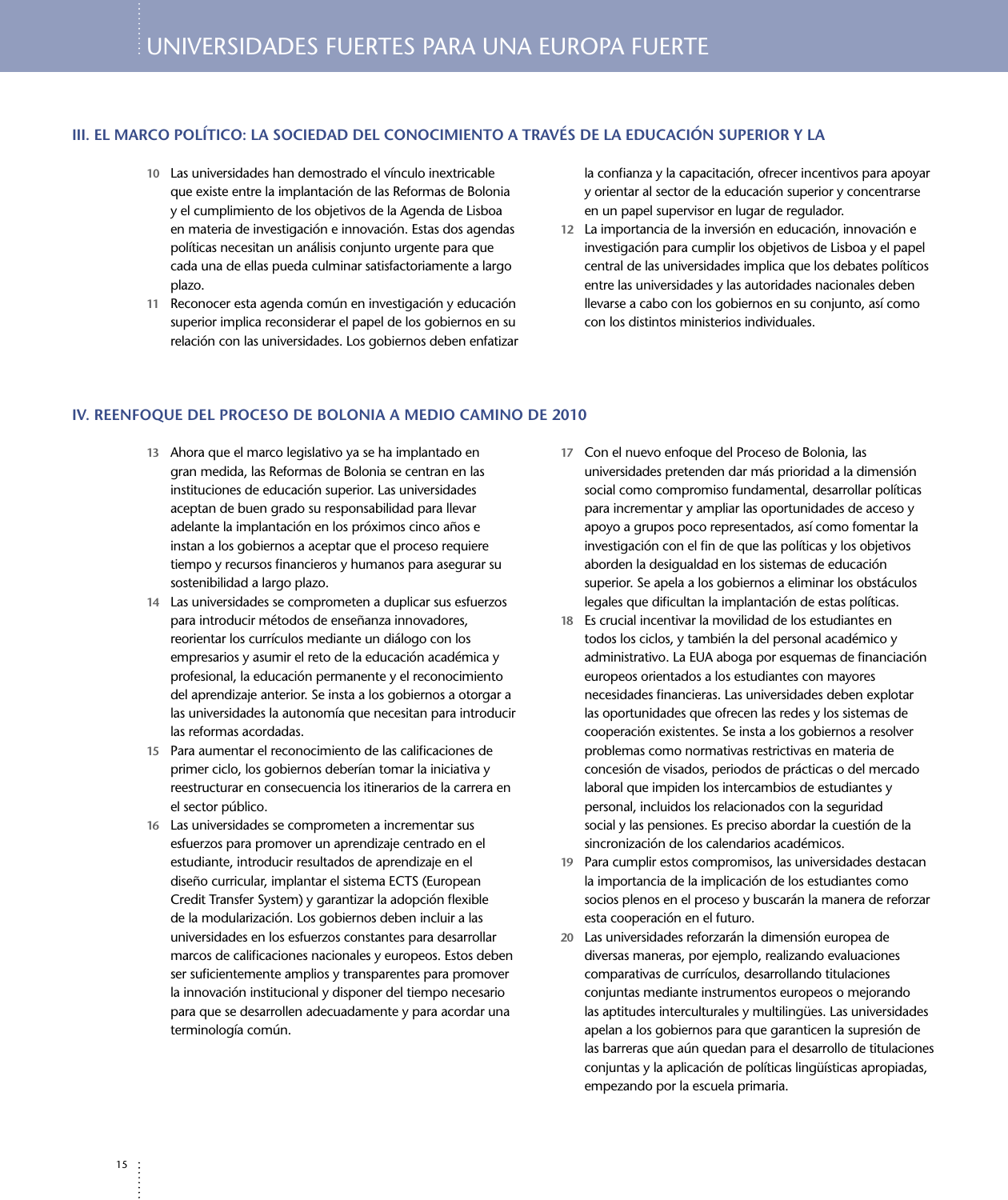## III. EL MARCO POLÍTICO: LA SOCIEDAD DEL CONOCIMIENTO A TRAVÉS DE LA EDUCACIÓN SUPERIOR Y LA

10 Las universidades han demostrado el vínculo inextricable que existe entre la implantación de las Reformas de Bolonia y el cumplimiento de los objetivos de la Agenda de Lisboa en materia de investigación e innovación. Estas dos agendas políticas necesitan un análisis conjunto urgente para que cada una de ellas pueda culminar satisfactoriamente a largo plazo.

11 Reconocer esta agenda común en investigación y educación superior implica reconsiderar el papel de los gobiernos en su relación con las universidades. Los gobiernos deben enfatizar la confianza y la capacitación, ofrecer incentivos para apoyar y orientar al sector de la educación superior y concentrarse en un papel supervisor en lugar de regulador.

12 La importancia de la inversión en educación, innovación e investigación para cumplir los objetivos de Lisboa y el papel central de las universidades implica que los debates políticos entre las universidades y las autoridades nacionales deben llevarse a cabo con los gobiernos en su conjunto, así como con los distintos ministerios individuales.

## IV. REENFOQUE DEL PROCESO DE BOLONIA A MEDIO CAMINO DE 2010

13 Ahora que el marco legislativo ya se ha implantado en gran medida, las Reformas de Bolonia se centran en las instituciones de educación superior. Las universidades aceptan de buen grado su responsabilidad para llevar adelante la implantación en los próximos cinco años e instan a los gobiernos a aceptar que el proceso requiere tiempo y recursos financieros y humanos para asegurar su sostenibilidad a largo plazo.

14 Las universidades se comprometen a duplicar sus esfuerzos para introducir métodos de enseñanza innovadores, reorientar los currículos mediante un diálogo con los empresarios y asumir el reto de la educación académica y profesional, la educación permanente y el reconocimiento del aprendizaje anterior. Se insta a los gobiernos a otorgar a las universidades la autonomía que necesitan para introducir las reformas acordadas.

15 Para aumentar el reconocimiento de las calificaciones de primer ciclo, los gobiernos deberían tomar la iniciativa y reestructurar en consecuencia los itinerarios de la carrera en el sector público.

16 Las universidades se comprometen a incrementar sus esfuerzos para promover un aprendizaje centrado en el estudiante, introducir resultados de aprendizaje en el diseño curricular, implantar el sistema ECTS (European Credit Transfer System) y garantizar la adopción flexible de la modularización. Los gobiernos deben incluir a las universidades en los esfuerzos constantes para desarrollar marcos de calificaciones nacionales y europeos. Estos deben ser suficientemente amplios y transparentes para promover la innovación institucional y disponer del tiempo necesario para que se desarrollen adecuadamente y para acordar una terminología común.

17 Con el nuevo enfoque del Proceso de Bolonia, las universidades pretenden dar más prioridad a la dimensión social como compromiso fundamental, desarrollar políticas para incrementar y ampliar las oportunidades de acceso y apoyo a grupos poco representados, así como fomentar la investigación con el fin de que las políticas y los objetivos aborden la desigualdad en los sistemas de educación superior. Se apela a los gobiernos a eliminar los obstáculos legales que dificultan la implantación de estas políticas.

18 Es crucial incentivar la movilidad de los estudiantes en todos los ciclos, y también la del personal académico y administrativo. La EUA aboga por esquemas de financiación europeos orientados a los estudiantes con mayores necesidades financieras. Las universidades deben explotar las oportunidades que ofrecen las redes y los sistemas de cooperación existentes. Se insta a los gobiernos a resolver problemas como normativas restrictivas en materia de concesión de visados, periodos de prácticas o del mercado laboral que impiden los intercambios de estudiantes y personal, incluidos los relacionados con la seguridad social y las pensiones. Es preciso abordar la cuestión de la sincronización de los calendarios académicos.

19 Para cumplir estos compromisos, las universidades destacan la importancia de la implicación de los estudiantes como socios plenos en el proceso y buscarán la manera de reforzar esta cooperación en el futuro.

20 Las universidades reforzarán la dimensión europea de diversas maneras, por ejemplo, realizando evaluaciones comparativas de currículos, desarrollando titulaciones conjuntas mediante instrumentos europeos o mejorando las aptitudes interculturales y multilingües. Las universidades apelan a los gobiernos para que garanticen la supresión de las barreras que aún quedan para el desarrollo de titulaciones conjuntas y la aplicación de políticas lingüísticas apropiadas, empezando por la escuela primaria.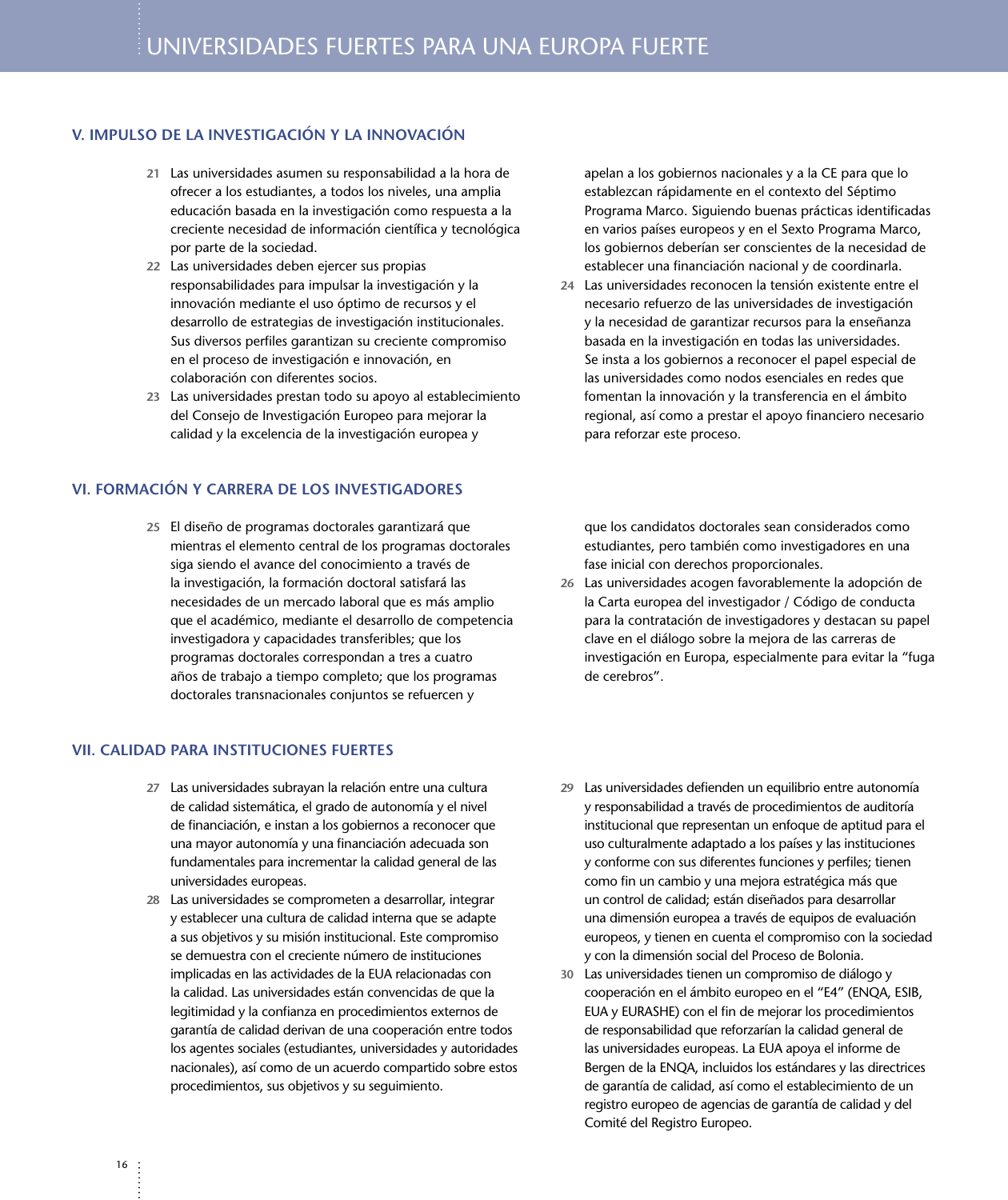## V. IMPULSO DE LA INVESTIGACIÓN Y LA INNOVACIÓN

**21** Las universidades asumen su responsabilidad a la hora de ofrecer a los estudiantes, a todos los niveles, una amplia educación basada en la investigación como respuesta a la creciente necesidad de información científica y tecnológica por parte de la sociedad.

**22** Las universidades deben ejercer sus propias responsabilidades para impulsar la investigación y la innovación mediante el uso óptimo de recursos y el desarrollo de estrategias de investigación institucionales. Sus diversos perfiles garantizan su creciente compromiso en el proceso de investigación e innovación, en colaboración con diferentes socios.

**23** Las universidades prestan todo su apoyo al establecimiento del Consejo de Investigación Europeo para mejorar la calidad y la excelencia de la investigación europea y apelan a los gobiernos nacionales y a la CE para que lo establezcan rápidamente en el contexto del Séptimo Programa Marco. Siguiendo buenas prácticas identificadas en varios países europeos y en el Sexto Programa Marco, los gobiernos deberían ser conscientes de la necesidad de establecer una financiación nacional y de coordinarla.

**24** Las universidades reconocen la tensión existente entre el necesario refuerzo de las universidades de investigación y la necesidad de garantizar recursos para la enseñanza basada en la investigación en todas las universidades. Se insta a los gobiernos a reconocer el papel especial de las universidades como nodos esenciales en redes que fomentan la innovación y la transferencia en el ámbito regional, así como a prestar el apoyo financiero necesario para reforzar este proceso.

## VI. FORMACIÓN Y CARRERA DE LOS INVESTIGADORES

**25** El diseño de programas doctorales garantizará que mientras el elemento central de los programas doctorales siga siendo el avance del conocimiento a través de la investigación, la formación doctoral satisfará las necesidades de un mercado laboral que es más amplio que el académico, mediante el desarrollo de competencia investigadora y capacidades transferibles; que los programas doctorales correspondan a tres a cuatro años de trabajo a tiempo completo; que los programas doctorales transnacionales conjuntos se refuercen y que los candidatos doctorales sean considerados como estudiantes, pero también como investigadores en una fase inicial con derechos proporcionales.

**26** Las universidades acogen favorablemente la adopción de la Carta europea del investigador / Código de conducta para la contratación de investigadores y destacan su papel clave en el diálogo sobre la mejora de las carreras de investigación en Europa, especialmente para evitar la "fuga de cerebros".

## VII. CALIDAD PARA INSTITUCIONES FUERTES

**27** Las universidades subrayan la relación entre una cultura de calidad sistemática, el grado de autonomía y el nivel de financiación, e instan a los gobiernos a reconocer que una mayor autonomía y una financiación adecuada son fundamentales para incrementar la calidad general de las universidades europeas.

**28** Las universidades se comprometen a desarrollar, integrar y establecer una cultura de calidad interna que se adapte a sus objetivos y su misión institucional. Este compromiso se demuestra con el creciente número de instituciones implicadas en las actividades de la EUA relacionadas con la calidad. Las universidades están convencidas de que la legitimidad y la confianza en procedimientos externos de garantía de calidad derivan de una cooperación entre todos los agentes sociales (estudiantes, universidades y autoridades nacionales), así como de un acuerdo compartido sobre estos procedimientos, sus objetivos y su seguimiento.

**29** Las universidades defienden un equilibrio entre autonomía y responsabilidad a través de procedimientos de auditoría institucional que representan un enfoque de aptitud para el uso culturalmente adaptado a los países y las instituciones y conforme con sus diferentes funciones y perfiles; tienen como fin un cambio y una mejora estratégica más que un control de calidad; están diseñados para desarrollar una dimensión europea a través de equipos de evaluación europeos, y tienen en cuenta el compromiso con la sociedad y con la dimensión social del Proceso de Bolonia.

**30** Las universidades tienen un compromiso de diálogo y cooperación en el ámbito europeo en el "E4" (ENQA, ESIB, EUA y EURASHE) con el fin de mejorar los procedimientos de responsabilidad que reforzarían la calidad general de las universidades europeas. La EUA apoya el informe de Bergen de la ENQA, incluidos los estándares y las directrices de garantía de calidad, así como el establecimiento de un registro europeo de agencias de garantía de calidad y del Comité del Registro Europeo.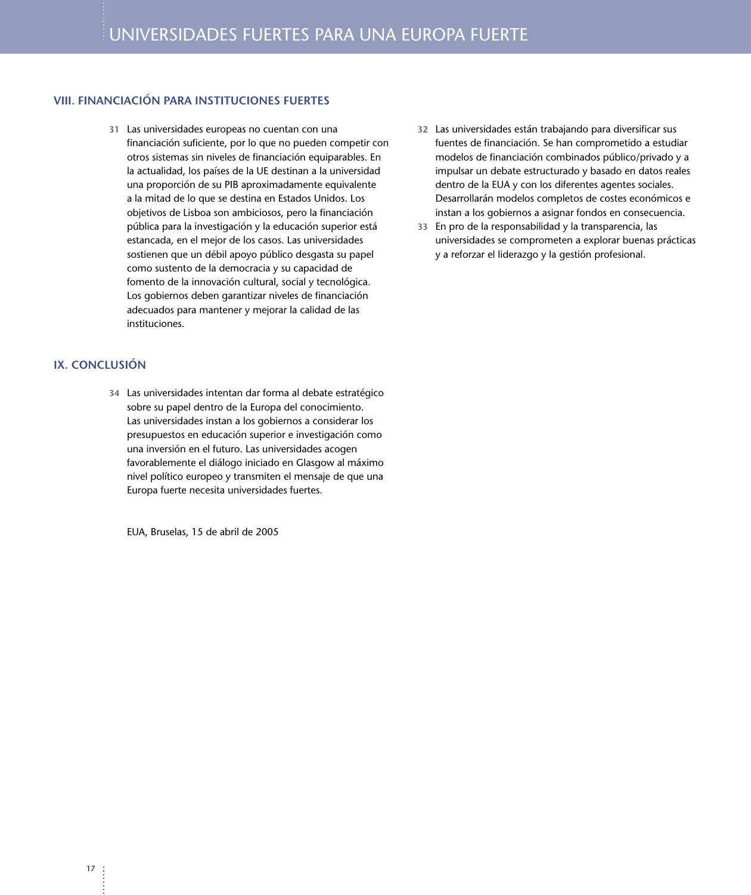## VIII. FINANCIACIÓN PARA INSTITUCIONES FUERTES

**31** Las universidades europeas no cuentan con una financiación suficiente, por lo que no pueden competir con otros sistemas sin niveles de financiación equiparables. En la actualidad, los países de la UE destinan a la universidad una proporción de su PIB aproximadamente equivalente a la mitad de lo que se destina en Estados Unidos. Los objetivos de Lisboa son ambiciosos, pero la financiación pública para la investigación y la educación superior está estancada, en el mejor de los casos. Las universidades sostienen que un débil apoyo público desgasta su papel como sustento de la democracia y su capacidad de fomento de la innovación cultural, social y tecnológica. Los gobiernos deben garantizar niveles de financiación adecuados para mantener y mejorar la calidad de las instituciones.

**32** Las universidades están trabajando para diversificar sus fuentes de financiación. Se han comprometido a estudiar modelos de financiación combinados público/privado y a impulsar un debate estructurado y basado en datos reales dentro de la EUA y con los diferentes agentes sociales. Desarrollarán modelos completos de costes económicos e instan a los gobiernos a asignar fondos en consecuencia.

**33** En pro de la responsabilidad y la transparencia, las universidades se comprometen a explorar buenas prácticas y a reforzar el liderazgo y la gestión profesional.

## IX. CONCLUSIÓN

**34** Las universidades intentan dar forma al debate estratégico sobre su papel dentro de la Europa del conocimiento. Las universidades instan a los gobiernos a considerar los presupuestos en educación superior e investigación como una inversión en el futuro. Las universidades acogen favorablemente el diálogo iniciado en Glasgow al máximo nivel político europeo y transmiten el mensaje de que una Europa fuerte necesita universidades fuertes.

EUA, Bruselas, 15 de abril de 2005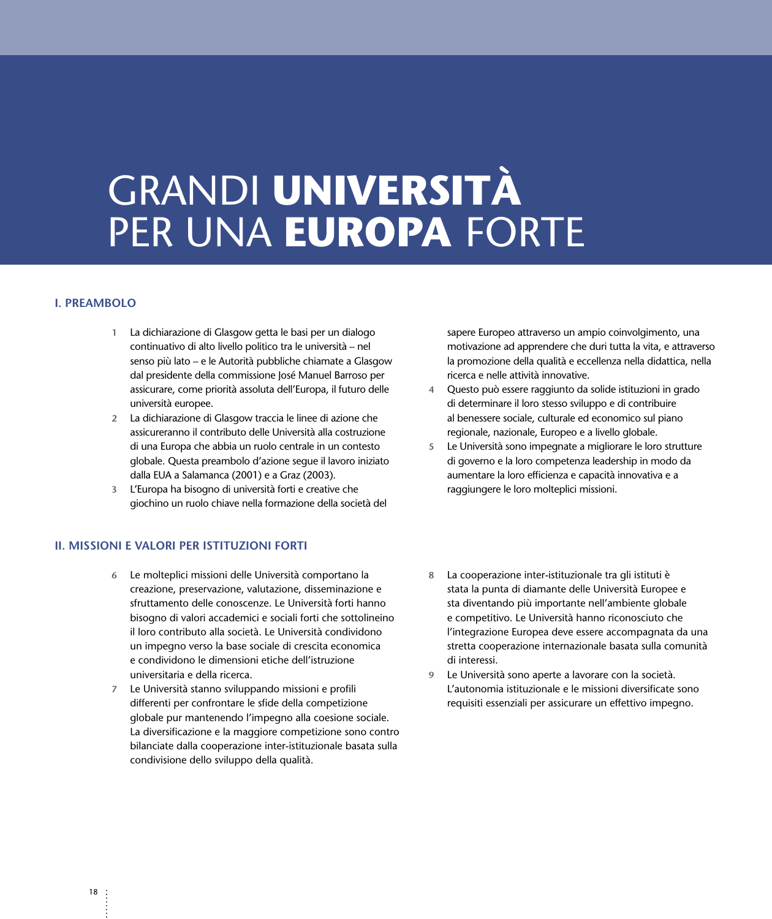# GRANDI **UNIVERSITÀ** PER UNA **EUROPA** FORTE

## I. PREAMBOLO

1. La dichiarazione di Glasgow getta le basi per un dialogo continuativo di alto livello politico tra le università – nel senso più lato – e le Autorità pubbliche chiamate a Glasgow dal presidente della commissione José Manuel Barroso per assicurare, come priorità assoluta dell'Europa, il futuro delle università europee.
2. La dichiarazione di Glasgow traccia le linee di azione che assicureranno il contributo delle Università alla costruzione di una Europa che abbia un ruolo centrale in un contesto globale. Questa preambolo d'azione segue il lavoro iniziato dalla EUA a Salamanca (2001) e a Graz (2003).
3. L'Europa ha bisogno di università forti e creative che giochino un ruolo chiave nella formazione della società del sapere Europeo attraverso un ampio coinvolgimento, una motivazione ad apprendere che duri tutta la vita, e attraverso la promozione della qualità e eccellenza nella didattica, nella ricerca e nelle attività innovative.
4. Questo può essere raggiunto da solide istituzioni in grado di determinare il loro stesso sviluppo e di contribuire al benessere sociale, culturale ed economico sul piano regionale, nazionale, Europeo e a livello globale.
5. Le Università sono impegnate a migliorare le loro strutture di governo e la loro competenza leadership in modo da aumentare la loro efficienza e capacità innovativa e a raggiungere le loro molteplici missioni.

## II. MISSIONI E VALORI PER ISTITUZIONI FORTI

6. Le molteplici missioni delle Università comportano la creazione, preservazione, valutazione, disseminazione e sfruttamento delle conoscenze. Le Università forti hanno bisogno di valori accademici e sociali forti che sottolineino il loro contributo alla società. Le Università condividono un impegno verso la base sociale di crescita economica e condividono le dimensioni etiche dell'istruzione universitaria e della ricerca.
7. Le Università stanno sviluppando missioni e profili differenti per confrontare le sfide della competizione globale pur mantenendo l'impegno alla coesione sociale. La diversificazione e la maggiore competizione sono contro bilanciate dalla cooperazione inter-istituzionale basata sulla condivisione dello sviluppo della qualità.
8. La cooperazione inter-istituzionale tra gli istituti è stata la punta di diamante delle Università Europee e sta diventando più importante nell'ambiente globale e competitivo. Le Università hanno riconosciuto che l'integrazione Europea deve essere accompagnata da una stretta cooperazione internazionale basata sulla comunità di interessi.
9. Le Università sono aperte a lavorare con la società. L'autonomia istituzionale e le missioni diversificate sono requisiti essenziali per assicurare un effettivo impegno.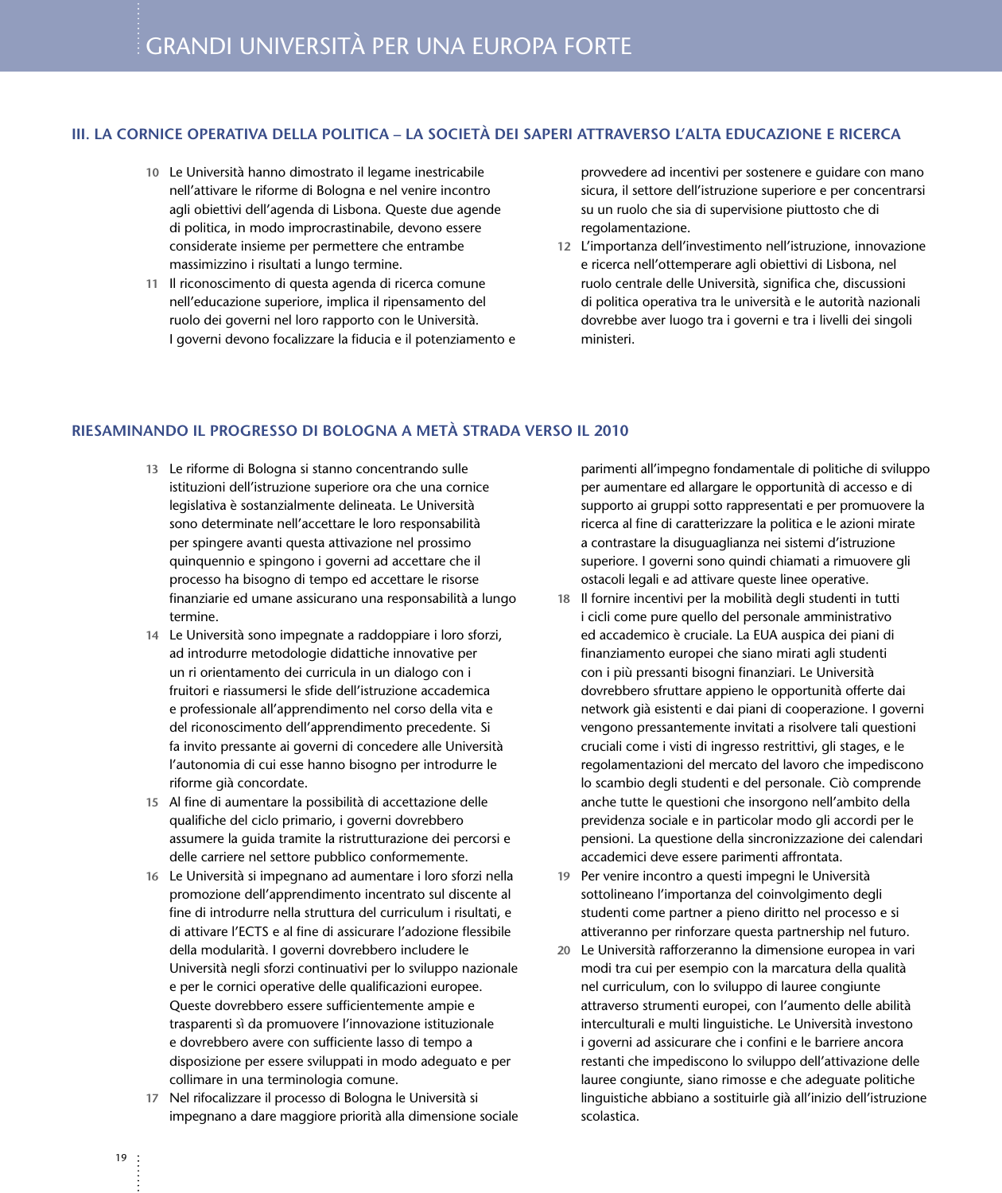## III. LA CORNICE OPERATIVA DELLA POLITICA – LA SOCIETÀ DEI SAPERI ATTRAVERSO L'ALTA EDUCAZIONE E RICERCA

**10** Le Università hanno dimostrato il legame inestricabile nell'attivare le riforme di Bologna e nel venire incontro agli obiettivi dell'agenda di Lisbona. Queste due agende di politica, in modo improcrastinabile, devono essere considerate insieme per permettere che entrambe massimizzino i risultati a lungo termine.

**11** Il riconoscimento di questa agenda di ricerca comune nell'educazione superiore, implica il ripensamento del ruolo dei governi nel loro rapporto con le Università. I governi devono focalizzare la fiducia e il potenziamento e provvedere ad incentivi per sostenere e guidare con mano sicura, il settore dell'istruzione superiore e per concentrarsi su un ruolo che sia di supervisione piuttosto che di regolamentazione.

**12** L'importanza dell'investimento nell'istruzione, innovazione e ricerca nell'ottemperare agli obiettivi di Lisbona, nel ruolo centrale delle Università, significa che, discussioni di politica operativa tra le università e le autorità nazionali dovrebbe aver luogo tra i governi e tra i livelli dei singoli ministeri.

## RIESAMINANDO IL PROGRESSO DI BOLOGNA A METÀ STRADA VERSO IL 2010

**13** Le riforme di Bologna si stanno concentrando sulle istituzioni dell'istruzione superiore ora che una cornice legislativa è sostanzialmente delineata. Le Università sono determinate nell'accettare le loro responsabilità per spingere avanti questa attivazione nel prossimo quinquennio e spingono i governi ad accettare che il processo ha bisogno di tempo ed accettare le risorse finanziarie ed umane assicurano una responsabilità a lungo termine.

**14** Le Università sono impegnate a raddoppiare i loro sforzi, ad introdurre metodologie didattiche innovative per un ri orientamento dei curricula in un dialogo con i fruitori e riassumersi le sfide dell'istruzione accademica e professionale all'apprendimento nel corso della vita e del riconoscimento dell'apprendimento precedente. Si fa invito pressante ai governi di concedere alle Università l'autonomia di cui esse hanno bisogno per introdurre le riforme già concordate.

**15** Al fine di aumentare la possibilità di accettazione delle qualifiche del ciclo primario, i governi dovrebbero assumere la guida tramite la ristrutturazione dei percorsi e delle carriere nel settore pubblico conformemente.

**16** Le Università si impegnano ad aumentare i loro sforzi nella promozione dell'apprendimento incentrato sul discente al fine di introdurre nella struttura del curriculum i risultati, e di attivare l'ECTS e al fine di assicurare l'adozione flessibile della modularità. I governi dovrebbero includere le Università negli sforzi continuativi per lo sviluppo nazionale e per le cornici operative delle qualificazioni europee. Queste dovrebbero essere sufficientemente ampie e trasparenti sì da promuovere l'innovazione istituzionale e dovrebbero avere con sufficiente lasso di tempo a disposizione per essere sviluppati in modo adeguato e per collimare in una terminologia comune.

**17** Nel rifocalizzare il processo di Bologna le Università si impegnano a dare maggiore priorità alla dimensione sociale parimenti all'impegno fondamentale di politiche di sviluppo per aumentare ed allargare le opportunità di accesso e di supporto ai gruppi sotto rappresentati e per promuovere la ricerca al fine di caratterizzare la politica e le azioni mirate a contrastare la disuguaglianza nei sistemi d'istruzione superiore. I governi sono quindi chiamati a rimuovere gli ostacoli legali e ad attivare queste linee operative.

**18** Il fornire incentivi per la mobilità degli studenti in tutti i cicli come pure quello del personale amministrativo ed accademico è cruciale. La EUA auspica dei piani di finanziamento europei che siano mirati agli studenti con i più pressanti bisogni finanziari. Le Università dovrebbero sfruttare appieno le opportunità offerte dai network già esistenti e dai piani di cooperazione. I governi vengono pressantemente invitati a risolvere tali questioni cruciali come i visti di ingresso restrittivi, gli stages, e le regolamentazioni del mercato del lavoro che impediscono lo scambio degli studenti e del personale. Ciò comprende anche tutte le questioni che insorgono nell'ambito della previdenza sociale e in particolar modo gli accordi per le pensioni. La questione della sincronizzazione dei calendari accademici deve essere parimenti affrontata.

**19** Per venire incontro a questi impegni le Università sottolineano l'importanza del coinvolgimento degli studenti come partner a pieno diritto nel processo e si attiveranno per rinforzare questa partnership nel futuro.

**20** Le Università rafforzeranno la dimensione europea in vari modi tra cui per esempio con la marcatura della qualità nel curriculum, con lo sviluppo di lauree congiunte attraverso strumenti europei, con l'aumento delle abilità interculturali e multi linguistiche. Le Università investono i governi ad assicurare che i confini e le barriere ancora restanti che impediscono lo sviluppo dell'attivazione delle lauree congiunte, siano rimosse e che adeguate politiche linguistiche abbiano a sostituirle già all'inizio dell'istruzione scolastica.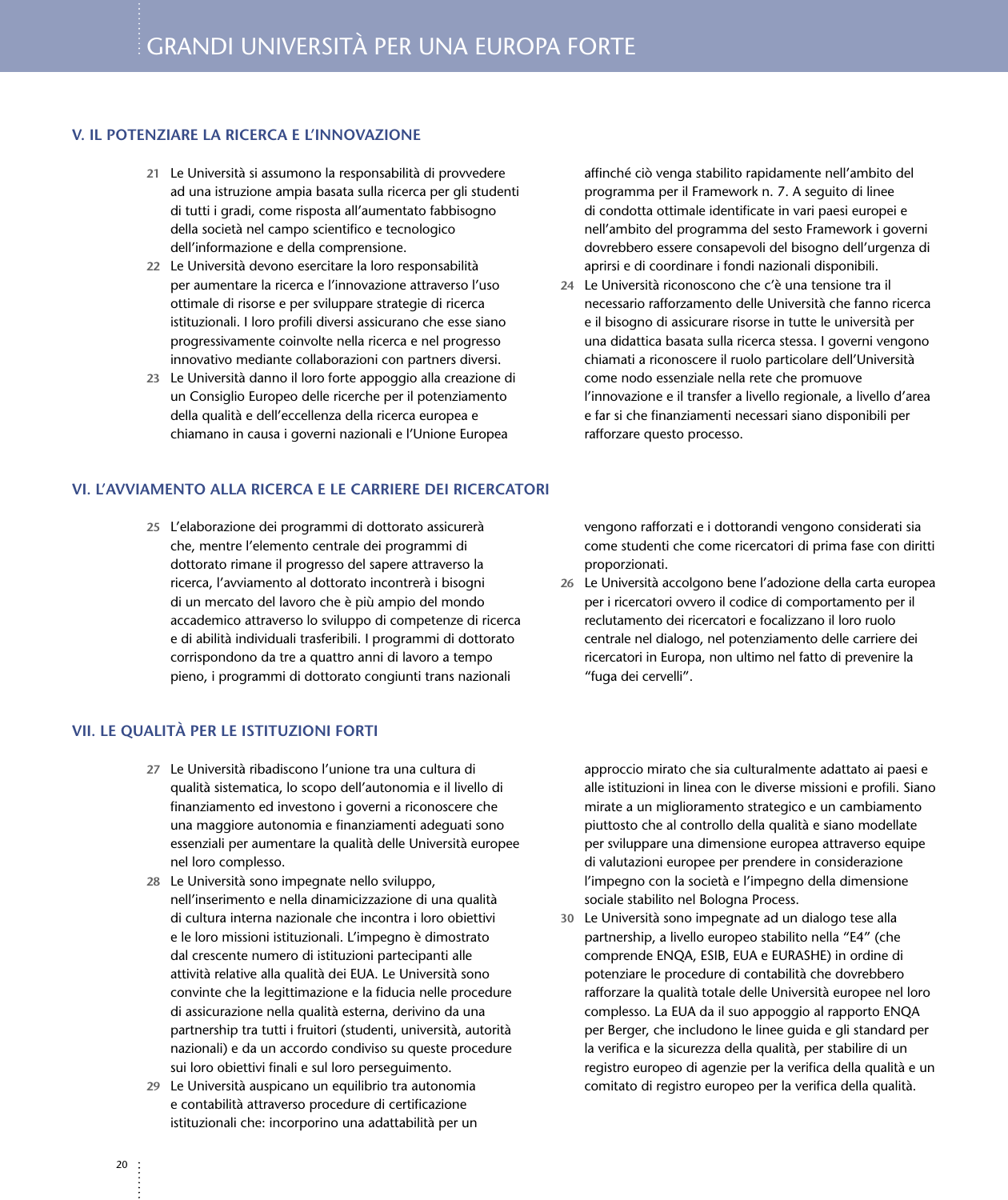## V. IL POTENZIARE LA RICERCA E L'INNOVAZIONE

**21** Le Università si assumono la responsabilità di provvedere ad una istruzione ampia basata sulla ricerca per gli studenti di tutti i gradi, come risposta all'aumentato fabbisogno della società nel campo scientifico e tecnologico dell'informazione e della comprensione.

**22** Le Università devono esercitare la loro responsabilità per aumentare la ricerca e l'innovazione attraverso l'uso ottimale di risorse e per sviluppare strategie di ricerca istituzionali. I loro profili diversi assicurano che esse siano progressivamente coinvolte nella ricerca e nel progresso innovativo mediante collaborazioni con partners diversi.

**23** Le Università danno il loro forte appoggio alla creazione di un Consiglio Europeo delle ricerche per il potenziamento della qualità e dell'eccellenza della ricerca europea e chiamano in causa i governi nazionali e l'Unione Europea affinché ciò venga stabilito rapidamente nell'ambito del programma per il Framework n. 7. A seguito di linee di condotta ottimale identificate in vari paesi europei e nell'ambito del programma del sesto Framework i governi dovrebbero essere consapevoli del bisogno dell'urgenza di aprirsi e di coordinare i fondi nazionali disponibili.

**24** Le Università riconoscono che c'è una tensione tra il necessario rafforzamento delle Università che fanno ricerca e il bisogno di assicurare risorse in tutte le università per una didattica basata sulla ricerca stessa. I governi vengono chiamati a riconoscere il ruolo particolare dell'Università come nodo essenziale nella rete che promuove l'innovazione e il transfer a livello regionale, a livello d'area e far si che finanziamenti necessari siano disponibili per rafforzare questo processo.

## VI. L'AVVIAMENTO ALLA RICERCA E LE CARRIERE DEI RICERCATORI

**25** L'elaborazione dei programmi di dottorato assicurerà che, mentre l'elemento centrale dei programmi di dottorato rimane il progresso del sapere attraverso la ricerca, l'avviamento al dottorato incontrerà i bisogni di un mercato del lavoro che è più ampio del mondo accademico attraverso lo sviluppo di competenze di ricerca e di abilità individuali trasferibili. I programmi di dottorato corrispondono da tre a quattro anni di lavoro a tempo pieno, i programmi di dottorato congiunti trans nazionali vengono rafforzati e i dottorandi vengono considerati sia come studenti che come ricercatori di prima fase con diritti proporzionati.

**26** Le Università accolgono bene l'adozione della carta europea per i ricercatori ovvero il codice di comportamento per il reclutamento dei ricercatori e focalizzano il loro ruolo centrale nel dialogo, nel potenziamento delle carriere dei ricercatori in Europa, non ultimo nel fatto di prevenire la "fuga dei cervelli".

## VII. LE QUALITÀ PER LE ISTITUZIONI FORTI

**27** Le Università ribadiscono l'unione tra una cultura di qualità sistematica, lo scopo dell'autonomia e il livello di finanziamento ed investono i governi a riconoscere che una maggiore autonomia e finanziamenti adeguati sono essenziali per aumentare la qualità delle Università europee nel loro complesso.

**28** Le Università sono impegnate nello sviluppo, nell'inserimento e nella dinamicizzazione di una qualità di cultura interna nazionale che incontra i loro obiettivi e le loro missioni istituzionali. L'impegno è dimostrato dal crescente numero di istituzioni partecipanti alle attività relative alla qualità dei EUA. Le Università sono convinte che la legittimazione e la fiducia nelle procedure di assicurazione nella qualità esterna, derivino da una partnership tra tutti i fruitori (studenti, università, autorità nazionali) e da un accordo condiviso su queste procedure sui loro obiettivi finali e sul loro perseguimento.

**29** Le Università auspicano un equilibrio tra autonomia e contabilità attraverso procedure di certificazione istituzionali che: incorporino una adattabilità per un approccio mirato che sia culturalmente adattato ai paesi e alle istituzioni in linea con le diverse missioni e profili. Siano mirate a un miglioramento strategico e un cambiamento piuttosto che al controllo della qualità e siano modellate per sviluppare una dimensione europea attraverso equipe di valutazioni europee per prendere in considerazione l'impegno con la società e l'impegno della dimensione sociale stabilito nel Bologna Process.

**30** Le Università sono impegnate ad un dialogo tese alla partnership, a livello europeo stabilito nella "E4" (che comprende ENQA, ESIB, EUA e EURASHE) in ordine di potenziare le procedure di contabilità che dovrebbero rafforzare la qualità totale delle Università europee nel loro complesso. La EUA da il suo appoggio al rapporto ENQA per Berger, che includono le linee guida e gli standard per la verifica e la sicurezza della qualità, per stabilire di un registro europeo di agenzie per la verifica della qualità e un comitato di registro europeo per la verifica della qualità.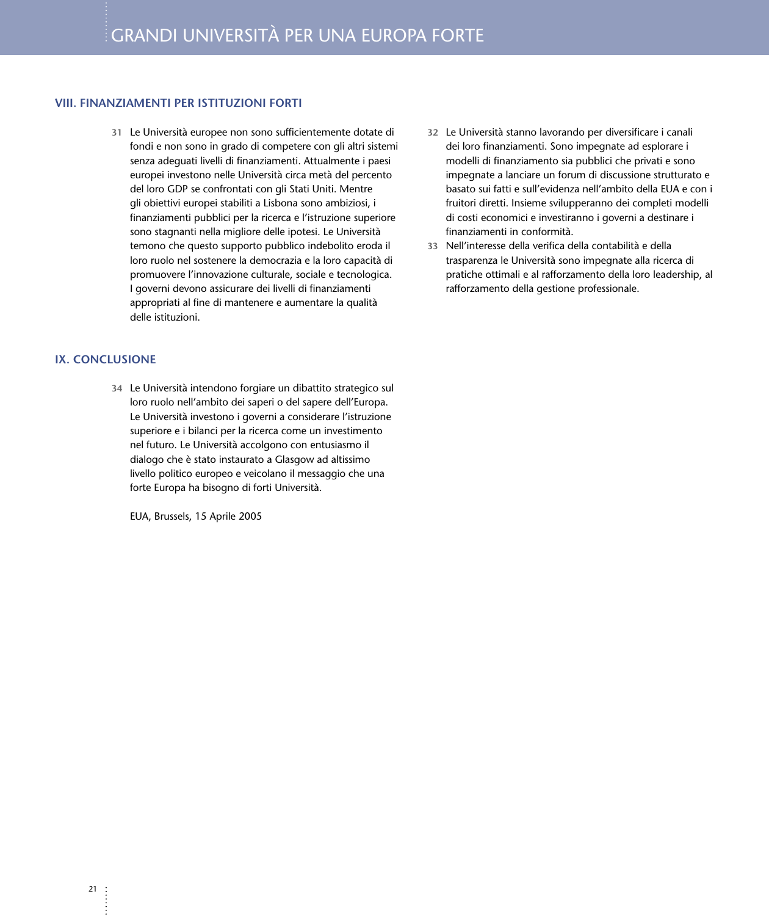## VIII. FINANZIAMENTI PER ISTITUZIONI FORTI

**31** Le Università europee non sono sufficientemente dotate di fondi e non sono in grado di competere con gli altri sistemi senza adeguati livelli di finanziamenti. Attualmente i paesi europei investono nelle Università circa metà del percento del loro GDP se confrontati con gli Stati Uniti. Mentre gli obiettivi europei stabiliti a Lisbona sono ambiziosi, i finanziamenti pubblici per la ricerca e l'istruzione superiore sono stagnanti nella migliore delle ipotesi. Le Università temono che questo supporto pubblico indebolito eroda il loro ruolo nel sostenere la democrazia e la loro capacità di promuovere l'innovazione culturale, sociale e tecnologica. I governi devono assicurare dei livelli di finanziamenti appropriati al fine di mantenere e aumentare la qualità delle istituzioni.

**32** Le Università stanno lavorando per diversificare i canali dei loro finanziamenti. Sono impegnate ad esplorare i modelli di finanziamento sia pubblici che privati e sono impegnate a lanciare un forum di discussione strutturato e basato sui fatti e sull'evidenza nell'ambito della EUA e con i fruitori diretti. Insieme svilupperanno dei completi modelli di costi economici e investiranno i governi a destinare i finanziamenti in conformità.

**33** Nell'interesse della verifica della contabilità e della trasparenza le Università sono impegnate alla ricerca di pratiche ottimali e al rafforzamento della loro leadership, al rafforzamento della gestione professionale.

## IX. CONCLUSIONE

**34** Le Università intendono forgiare un dibattito strategico sul loro ruolo nell'ambito dei saperi o del sapere dell'Europa. Le Università investono i governi a considerare l'istruzione superiore e i bilanci per la ricerca come un investimento nel futuro. Le Università accolgono con entusiasmo il dialogo che è stato instaurato a Glasgow ad altissimo livello politico europeo e veicolano il messaggio che una forte Europa ha bisogno di forti Università.

EUA, Brussels, 15 Aprile 2005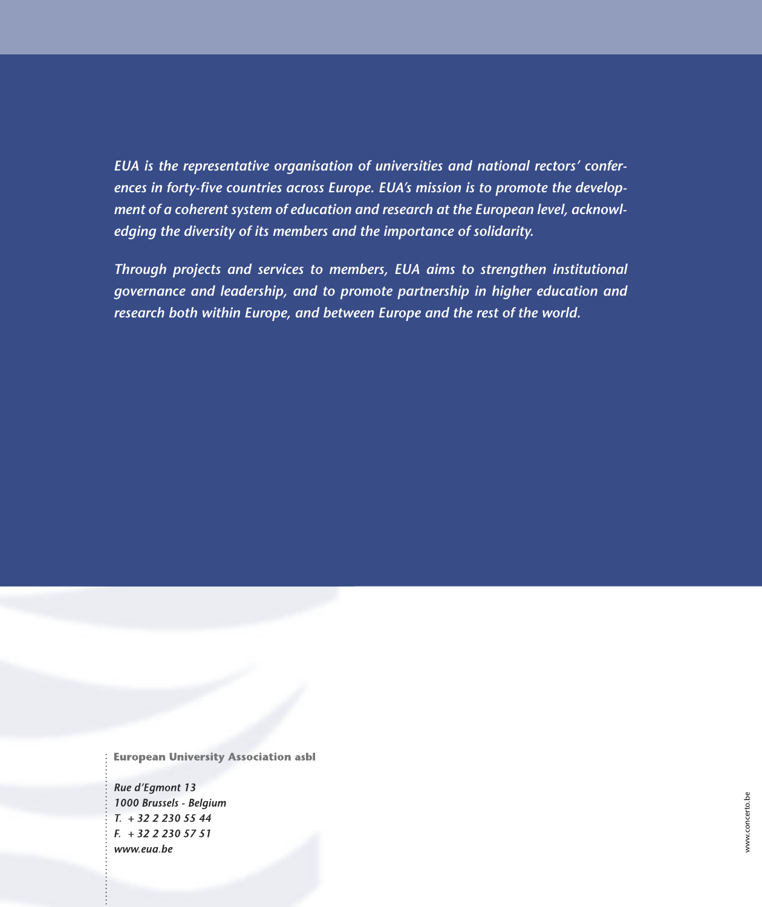*EUA is the representative organisation of universities and national rectors' conferences in forty-five countries across Europe. EUA's mission is to promote the development of a coherent system of education and research at the European level, acknowledging the diversity of its members and the importance of solidarity.*

*Through projects and services to members, EUA aims to strengthen institutional governance and leadership, and to promote partnership in higher education and research both within Europe, and between Europe and the rest of the world.*

**European University Association asbl**

*Rue d'Egmont 13*
*1000 Brussels - Belgium*
*T. + 32 2 230 55 44*
*F. + 32 2 230 57 51*
*www.eua.be*

www.concerto.be